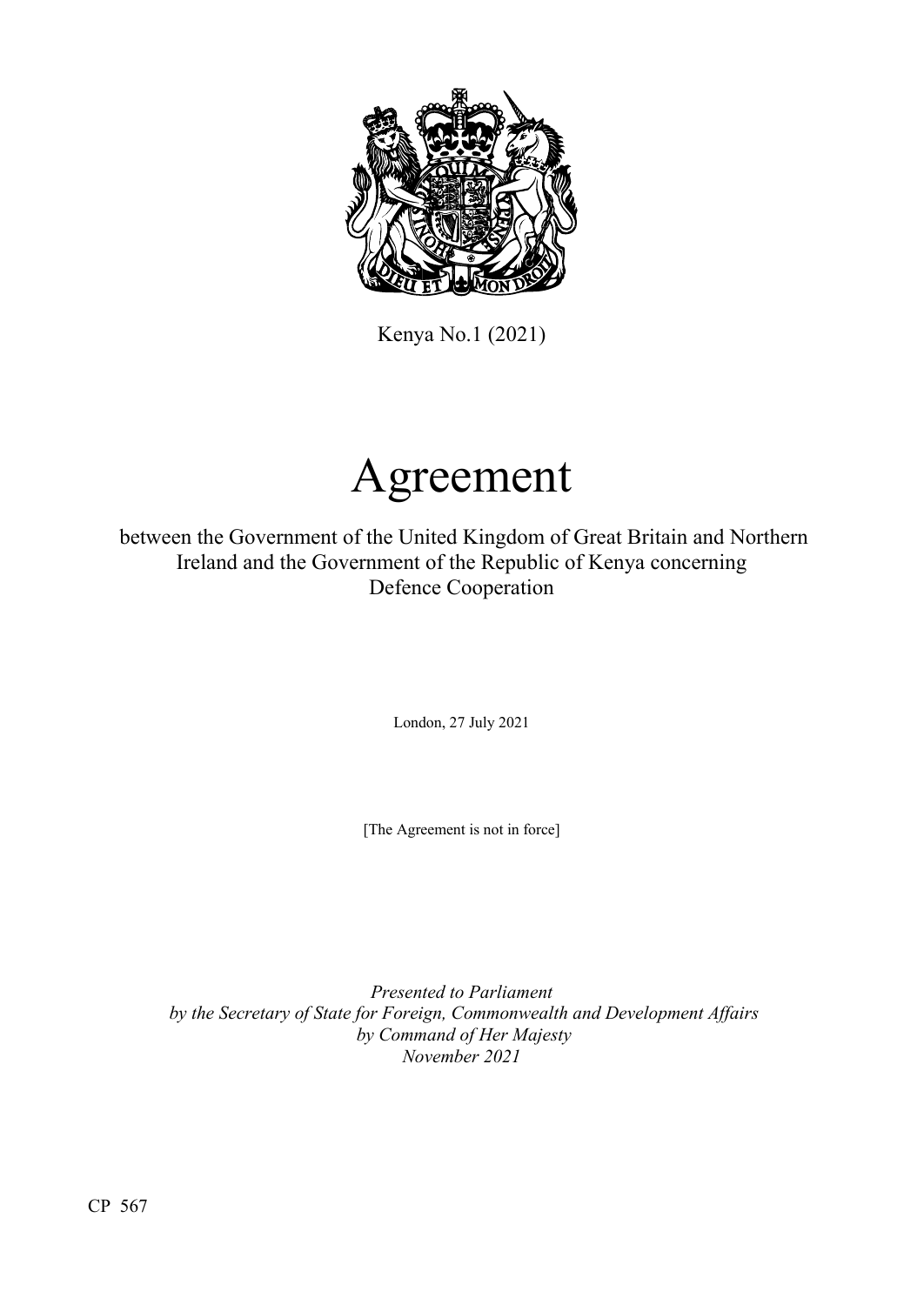Kenya No.1 (2021)

# Agreement

between the Government of the United Kingdom of Great Britain and Northern Ireland and the Government of the Republic of Kenya concerning Defence Cooperation

London, 27 July 2021

[The Agreement is not in force]

*Presented to Parliament*
*by the Secretary of State for Foreign, Commonwealth and Development Affairs*
*by Command of Her Majesty*
*November 2021*

CP 567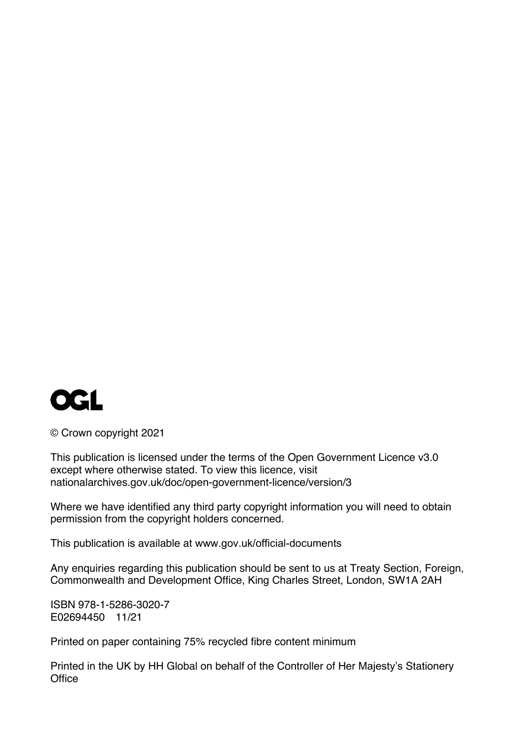OGL

© Crown copyright 2021

This publication is licensed under the terms of the Open Government Licence v3.0 except where otherwise stated. To view this licence, visit nationalarchives.gov.uk/doc/open-government-licence/version/3

Where we have identified any third party copyright information you will need to obtain permission from the copyright holders concerned.

This publication is available at www.gov.uk/official-documents

Any enquiries regarding this publication should be sent to us at Treaty Section, Foreign, Commonwealth and Development Office, King Charles Street, London, SW1A 2AH

ISBN 978-1-5286-3020-7
E02694450 11/21

Printed on paper containing 75% recycled fibre content minimum

Printed in the UK by HH Global on behalf of the Controller of Her Majesty's Stationery Office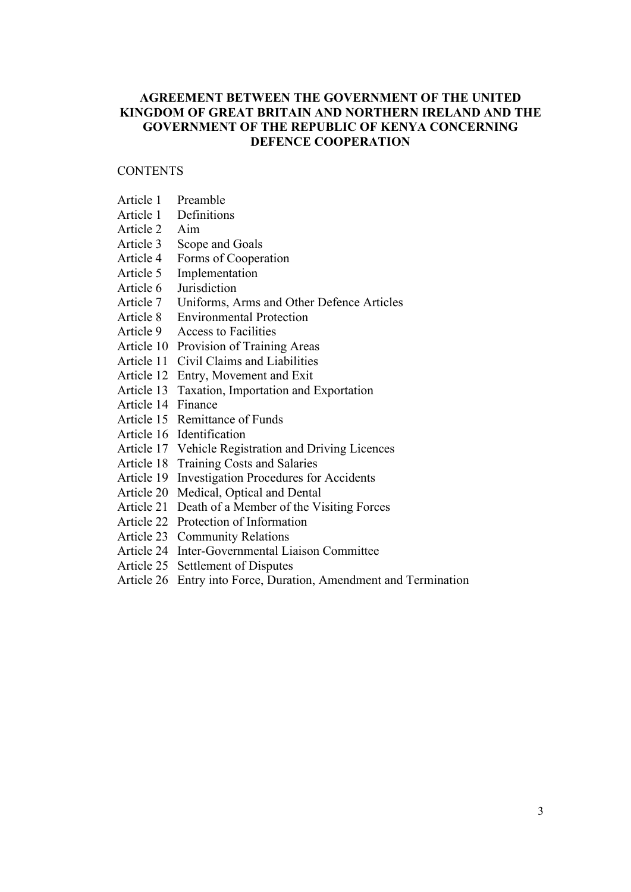**AGREEMENT BETWEEN THE GOVERNMENT OF THE UNITED KINGDOM OF GREAT BRITAIN AND NORTHERN IRELAND AND THE GOVERNMENT OF THE REPUBLIC OF KENYA CONCERNING DEFENCE COOPERATION**

CONTENTS

Article 1 Preamble
Article 1 Definitions
Article 2 Aim
Article 3 Scope and Goals
Article 4 Forms of Cooperation
Article 5 Implementation
Article 6 Jurisdiction
Article 7 Uniforms, Arms and Other Defence Articles
Article 8 Environmental Protection
Article 9 Access to Facilities
Article 10 Provision of Training Areas
Article 11 Civil Claims and Liabilities
Article 12 Entry, Movement and Exit
Article 13 Taxation, Importation and Exportation
Article 14 Finance
Article 15 Remittance of Funds
Article 16 Identification
Article 17 Vehicle Registration and Driving Licences
Article 18 Training Costs and Salaries
Article 19 Investigation Procedures for Accidents
Article 20 Medical, Optical and Dental
Article 21 Death of a Member of the Visiting Forces
Article 22 Protection of Information
Article 23 Community Relations
Article 24 Inter-Governmental Liaison Committee
Article 25 Settlement of Disputes
Article 26 Entry into Force, Duration, Amendment and Termination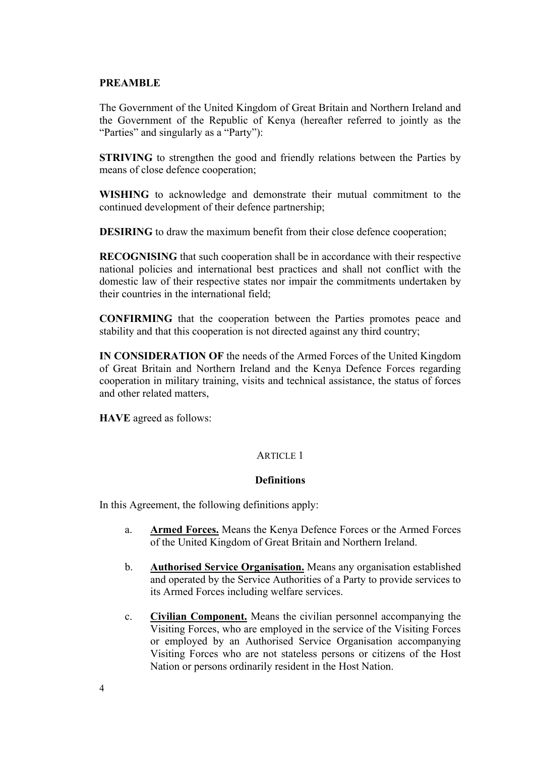**PREAMBLE**

The Government of the United Kingdom of Great Britain and Northern Ireland and the Government of the Republic of Kenya (hereafter referred to jointly as the "Parties" and singularly as a "Party"):

**STRIVING** to strengthen the good and friendly relations between the Parties by means of close defence cooperation;

**WISHING** to acknowledge and demonstrate their mutual commitment to the continued development of their defence partnership;

**DESIRING** to draw the maximum benefit from their close defence cooperation;

**RECOGNISING** that such cooperation shall be in accordance with their respective national policies and international best practices and shall not conflict with the domestic law of their respective states nor impair the commitments undertaken by their countries in the international field;

**CONFIRMING** that the cooperation between the Parties promotes peace and stability and that this cooperation is not directed against any third country;

**IN CONSIDERATION OF** the needs of the Armed Forces of the United Kingdom of Great Britain and Northern Ireland and the Kenya Defence Forces regarding cooperation in military training, visits and technical assistance, the status of forces and other related matters,

**HAVE** agreed as follows:

ARTICLE 1

**Definitions**

In this Agreement, the following definitions apply:

a. **Armed Forces.** Means the Kenya Defence Forces or the Armed Forces of the United Kingdom of Great Britain and Northern Ireland.

b. **Authorised Service Organisation.** Means any organisation established and operated by the Service Authorities of a Party to provide services to its Armed Forces including welfare services.

c. **Civilian Component.** Means the civilian personnel accompanying the Visiting Forces, who are employed in the service of the Visiting Forces or employed by an Authorised Service Organisation accompanying Visiting Forces who are not stateless persons or citizens of the Host Nation or persons ordinarily resident in the Host Nation.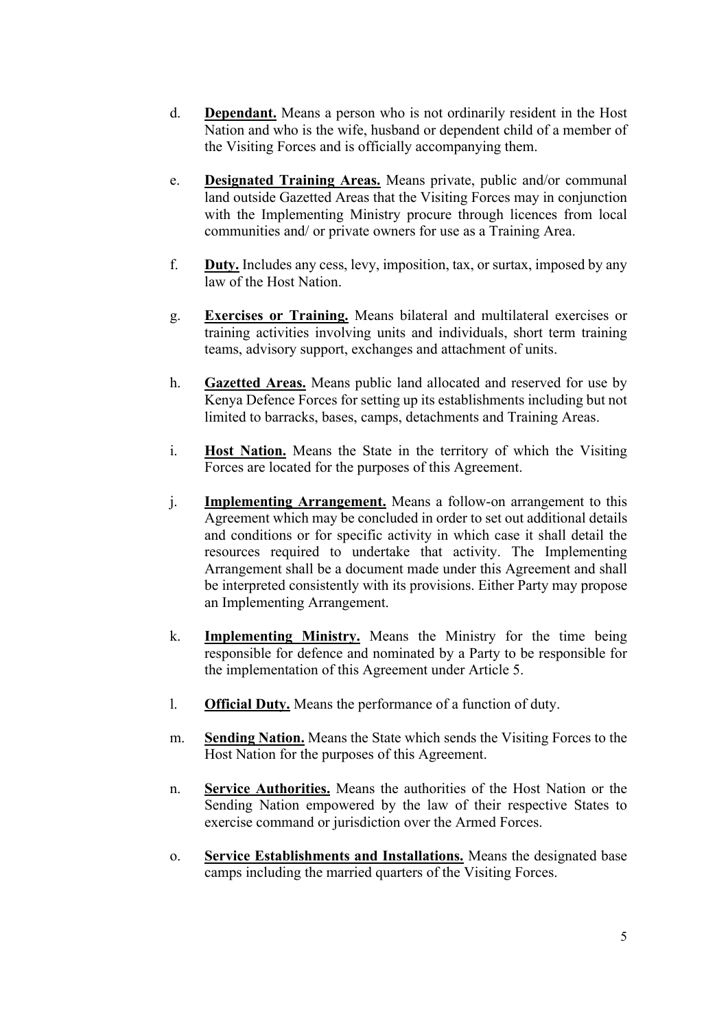d. **Dependant.** Means a person who is not ordinarily resident in the Host Nation and who is the wife, husband or dependent child of a member of the Visiting Forces and is officially accompanying them.

e. **Designated Training Areas.** Means private, public and/or communal land outside Gazetted Areas that the Visiting Forces may in conjunction with the Implementing Ministry procure through licences from local communities and/ or private owners for use as a Training Area.

f. **Duty.** Includes any cess, levy, imposition, tax, or surtax, imposed by any law of the Host Nation.

g. **Exercises or Training.** Means bilateral and multilateral exercises or training activities involving units and individuals, short term training teams, advisory support, exchanges and attachment of units.

h. **Gazetted Areas.** Means public land allocated and reserved for use by Kenya Defence Forces for setting up its establishments including but not limited to barracks, bases, camps, detachments and Training Areas.

i. **Host Nation.** Means the State in the territory of which the Visiting Forces are located for the purposes of this Agreement.

j. **Implementing Arrangement.** Means a follow-on arrangement to this Agreement which may be concluded in order to set out additional details and conditions or for specific activity in which case it shall detail the resources required to undertake that activity. The Implementing Arrangement shall be a document made under this Agreement and shall be interpreted consistently with its provisions. Either Party may propose an Implementing Arrangement.

k. **Implementing Ministry.** Means the Ministry for the time being responsible for defence and nominated by a Party to be responsible for the implementation of this Agreement under Article 5.

l. **Official Duty.** Means the performance of a function of duty.

m. **Sending Nation.** Means the State which sends the Visiting Forces to the Host Nation for the purposes of this Agreement.

n. **Service Authorities.** Means the authorities of the Host Nation or the Sending Nation empowered by the law of their respective States to exercise command or jurisdiction over the Armed Forces.

o. **Service Establishments and Installations.** Means the designated base camps including the married quarters of the Visiting Forces.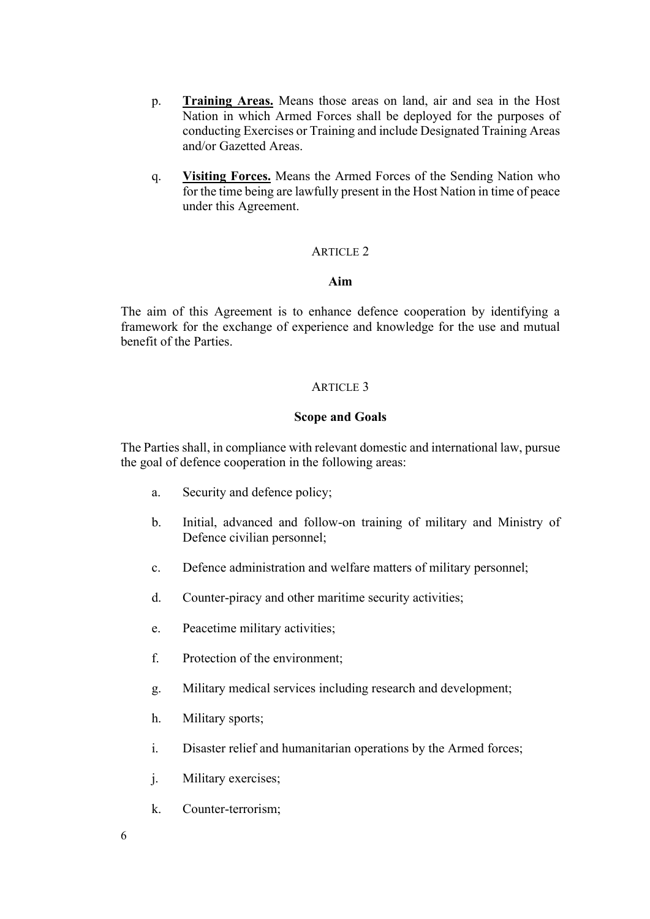p. **Training Areas.** Means those areas on land, air and sea in the Host Nation in which Armed Forces shall be deployed for the purposes of conducting Exercises or Training and include Designated Training Areas and/or Gazetted Areas.

q. **Visiting Forces.** Means the Armed Forces of the Sending Nation who for the time being are lawfully present in the Host Nation in time of peace under this Agreement.

## ARTICLE 2

### Aim

The aim of this Agreement is to enhance defence cooperation by identifying a framework for the exchange of experience and knowledge for the use and mutual benefit of the Parties.

## ARTICLE 3

### Scope and Goals

The Parties shall, in compliance with relevant domestic and international law, pursue the goal of defence cooperation in the following areas:

a. Security and defence policy;

b. Initial, advanced and follow-on training of military and Ministry of Defence civilian personnel;

c. Defence administration and welfare matters of military personnel;

d. Counter-piracy and other maritime security activities;

e. Peacetime military activities;

f. Protection of the environment;

g. Military medical services including research and development;

h. Military sports;

i. Disaster relief and humanitarian operations by the Armed forces;

j. Military exercises;

k. Counter-terrorism;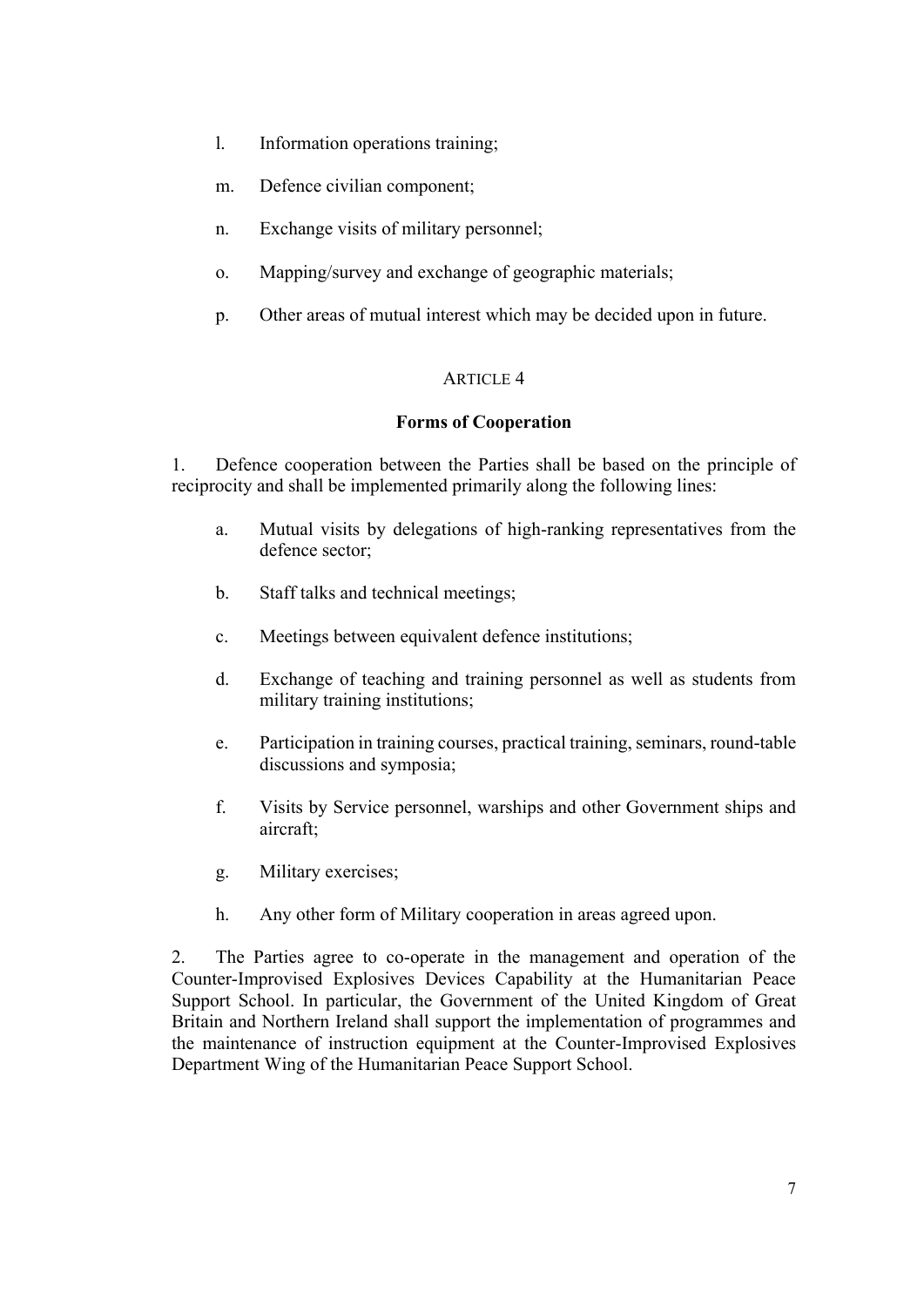l. Information operations training;

m. Defence civilian component;

n. Exchange visits of military personnel;

o. Mapping/survey and exchange of geographic materials;

p. Other areas of mutual interest which may be decided upon in future.

ARTICLE 4

**Forms of Cooperation**

1. Defence cooperation between the Parties shall be based on the principle of reciprocity and shall be implemented primarily along the following lines:

a. Mutual visits by delegations of high-ranking representatives from the defence sector;

b. Staff talks and technical meetings;

c. Meetings between equivalent defence institutions;

d. Exchange of teaching and training personnel as well as students from military training institutions;

e. Participation in training courses, practical training, seminars, round-table discussions and symposia;

f. Visits by Service personnel, warships and other Government ships and aircraft;

g. Military exercises;

h. Any other form of Military cooperation in areas agreed upon.

2. The Parties agree to co-operate in the management and operation of the Counter-Improvised Explosives Devices Capability at the Humanitarian Peace Support School. In particular, the Government of the United Kingdom of Great Britain and Northern Ireland shall support the implementation of programmes and the maintenance of instruction equipment at the Counter-Improvised Explosives Department Wing of the Humanitarian Peace Support School.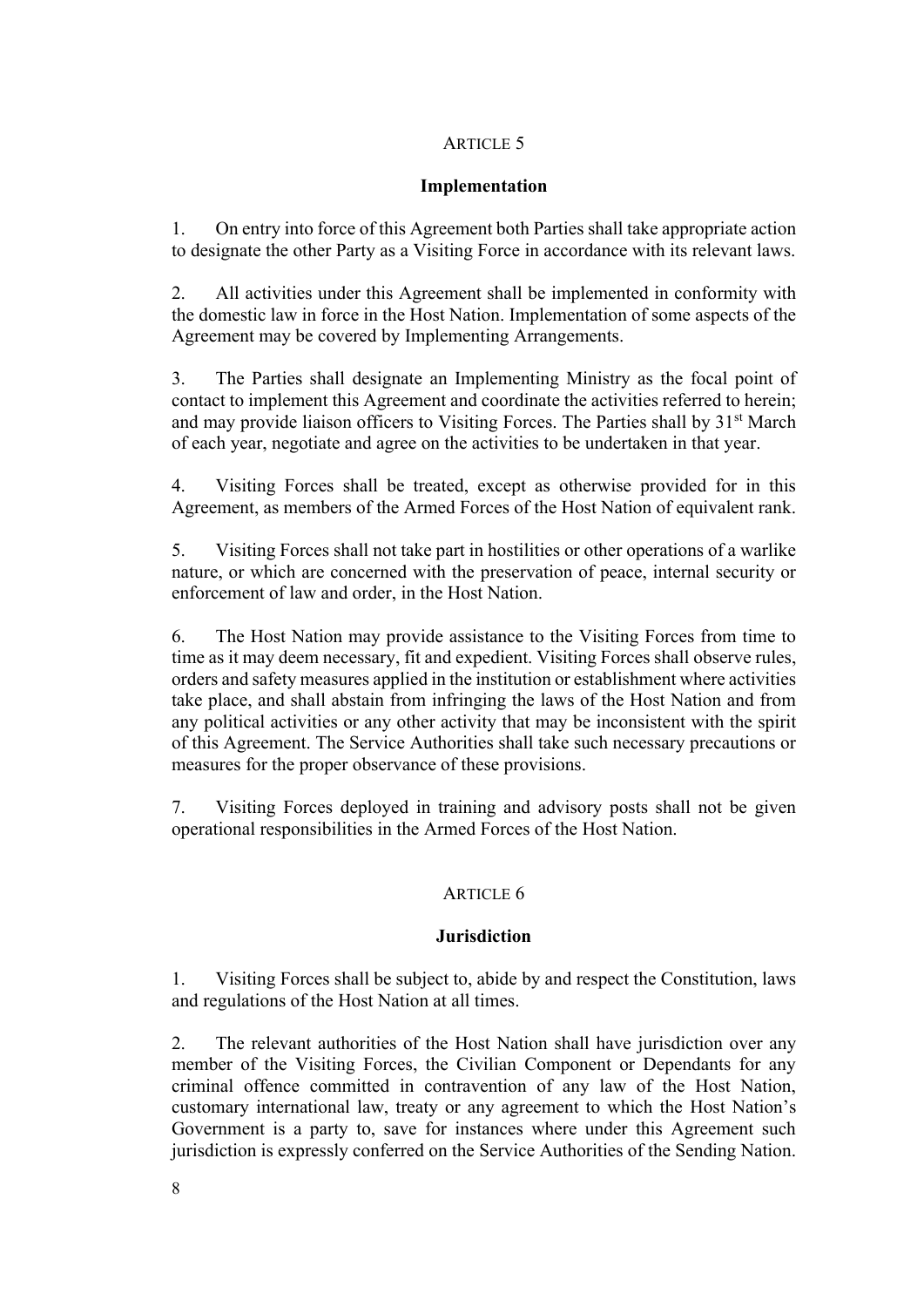## ARTICLE 5

### Implementation

1. On entry into force of this Agreement both Parties shall take appropriate action to designate the other Party as a Visiting Force in accordance with its relevant laws.

2. All activities under this Agreement shall be implemented in conformity with the domestic law in force in the Host Nation. Implementation of some aspects of the Agreement may be covered by Implementing Arrangements.

3. The Parties shall designate an Implementing Ministry as the focal point of contact to implement this Agreement and coordinate the activities referred to herein; and may provide liaison officers to Visiting Forces. The Parties shall by 31st March of each year, negotiate and agree on the activities to be undertaken in that year.

4. Visiting Forces shall be treated, except as otherwise provided for in this Agreement, as members of the Armed Forces of the Host Nation of equivalent rank.

5. Visiting Forces shall not take part in hostilities or other operations of a warlike nature, or which are concerned with the preservation of peace, internal security or enforcement of law and order, in the Host Nation.

6. The Host Nation may provide assistance to the Visiting Forces from time to time as it may deem necessary, fit and expedient. Visiting Forces shall observe rules, orders and safety measures applied in the institution or establishment where activities take place, and shall abstain from infringing the laws of the Host Nation and from any political activities or any other activity that may be inconsistent with the spirit of this Agreement. The Service Authorities shall take such necessary precautions or measures for the proper observance of these provisions.

7. Visiting Forces deployed in training and advisory posts shall not be given operational responsibilities in the Armed Forces of the Host Nation.

## ARTICLE 6

### Jurisdiction

1. Visiting Forces shall be subject to, abide by and respect the Constitution, laws and regulations of the Host Nation at all times.

2. The relevant authorities of the Host Nation shall have jurisdiction over any member of the Visiting Forces, the Civilian Component or Dependants for any criminal offence committed in contravention of any law of the Host Nation, customary international law, treaty or any agreement to which the Host Nation's Government is a party to, save for instances where under this Agreement such jurisdiction is expressly conferred on the Service Authorities of the Sending Nation.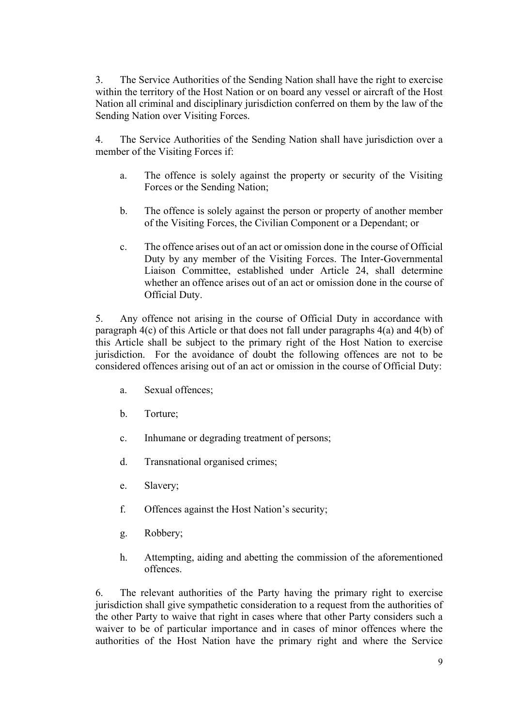3. The Service Authorities of the Sending Nation shall have the right to exercise within the territory of the Host Nation or on board any vessel or aircraft of the Host Nation all criminal and disciplinary jurisdiction conferred on them by the law of the Sending Nation over Visiting Forces.

4. The Service Authorities of the Sending Nation shall have jurisdiction over a member of the Visiting Forces if:

   a. The offence is solely against the property or security of the Visiting Forces or the Sending Nation;

   b. The offence is solely against the person or property of another member of the Visiting Forces, the Civilian Component or a Dependant; or

   c. The offence arises out of an act or omission done in the course of Official Duty by any member of the Visiting Forces. The Inter-Governmental Liaison Committee, established under Article 24, shall determine whether an offence arises out of an act or omission done in the course of Official Duty.

5. Any offence not arising in the course of Official Duty in accordance with paragraph 4(c) of this Article or that does not fall under paragraphs 4(a) and 4(b) of this Article shall be subject to the primary right of the Host Nation to exercise jurisdiction. For the avoidance of doubt the following offences are not to be considered offences arising out of an act or omission in the course of Official Duty:

   a. Sexual offences;

   b. Torture;

   c. Inhumane or degrading treatment of persons;

   d. Transnational organised crimes;

   e. Slavery;

   f. Offences against the Host Nation's security;

   g. Robbery;

   h. Attempting, aiding and abetting the commission of the aforementioned offences.

6. The relevant authorities of the Party having the primary right to exercise jurisdiction shall give sympathetic consideration to a request from the authorities of the other Party to waive that right in cases where that other Party considers such a waiver to be of particular importance and in cases of minor offences where the authorities of the Host Nation have the primary right and where the Service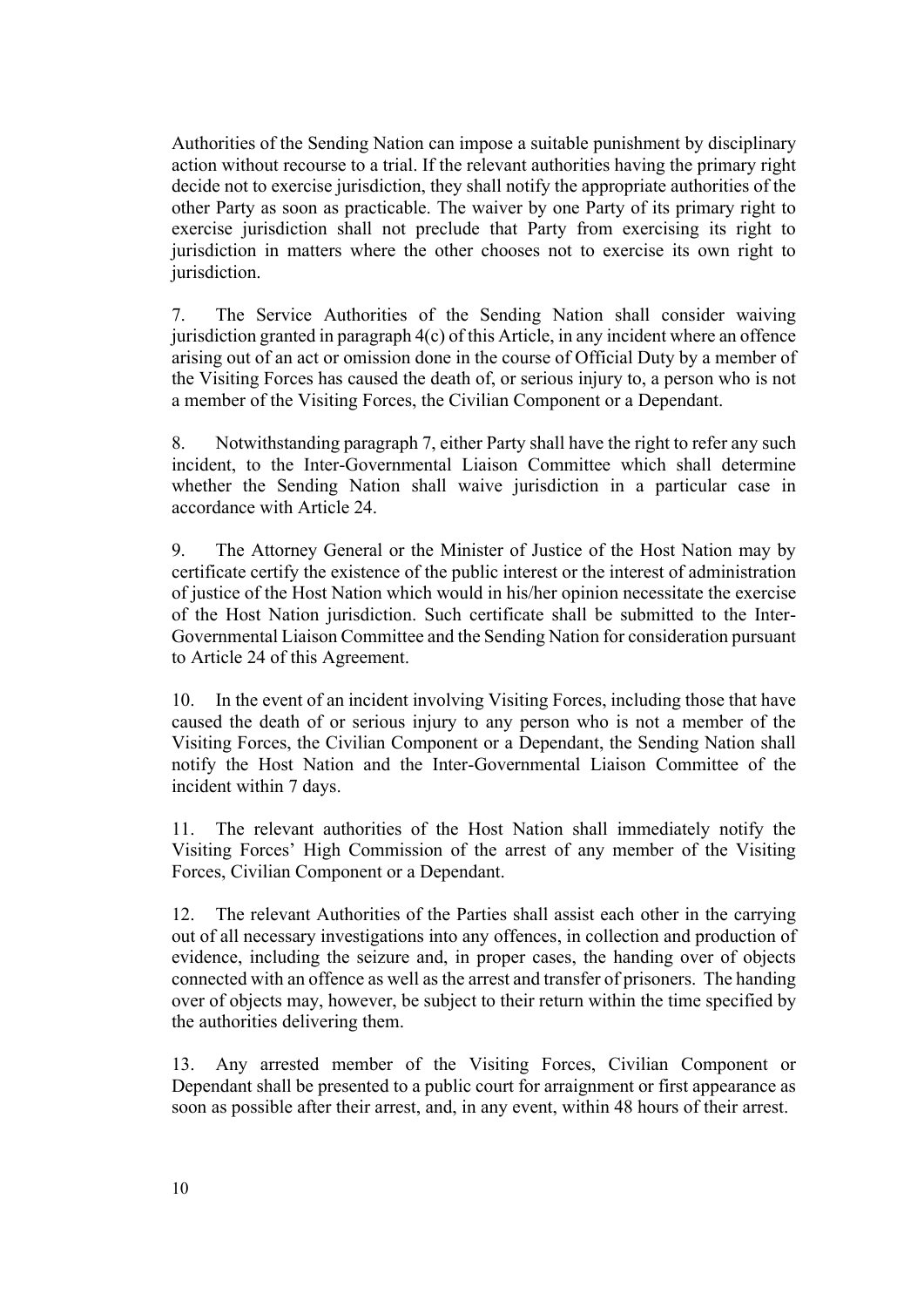Authorities of the Sending Nation can impose a suitable punishment by disciplinary action without recourse to a trial. If the relevant authorities having the primary right decide not to exercise jurisdiction, they shall notify the appropriate authorities of the other Party as soon as practicable. The waiver by one Party of its primary right to exercise jurisdiction shall not preclude that Party from exercising its right to jurisdiction in matters where the other chooses not to exercise its own right to jurisdiction.

7. The Service Authorities of the Sending Nation shall consider waiving jurisdiction granted in paragraph 4(c) of this Article, in any incident where an offence arising out of an act or omission done in the course of Official Duty by a member of the Visiting Forces has caused the death of, or serious injury to, a person who is not a member of the Visiting Forces, the Civilian Component or a Dependant.

8. Notwithstanding paragraph 7, either Party shall have the right to refer any such incident, to the Inter-Governmental Liaison Committee which shall determine whether the Sending Nation shall waive jurisdiction in a particular case in accordance with Article 24.

9. The Attorney General or the Minister of Justice of the Host Nation may by certificate certify the existence of the public interest or the interest of administration of justice of the Host Nation which would in his/her opinion necessitate the exercise of the Host Nation jurisdiction. Such certificate shall be submitted to the Inter-Governmental Liaison Committee and the Sending Nation for consideration pursuant to Article 24 of this Agreement.

10. In the event of an incident involving Visiting Forces, including those that have caused the death of or serious injury to any person who is not a member of the Visiting Forces, the Civilian Component or a Dependant, the Sending Nation shall notify the Host Nation and the Inter-Governmental Liaison Committee of the incident within 7 days.

11. The relevant authorities of the Host Nation shall immediately notify the Visiting Forces' High Commission of the arrest of any member of the Visiting Forces, Civilian Component or a Dependant.

12. The relevant Authorities of the Parties shall assist each other in the carrying out of all necessary investigations into any offences, in collection and production of evidence, including the seizure and, in proper cases, the handing over of objects connected with an offence as well as the arrest and transfer of prisoners. The handing over of objects may, however, be subject to their return within the time specified by the authorities delivering them.

13. Any arrested member of the Visiting Forces, Civilian Component or Dependant shall be presented to a public court for arraignment or first appearance as soon as possible after their arrest, and, in any event, within 48 hours of their arrest.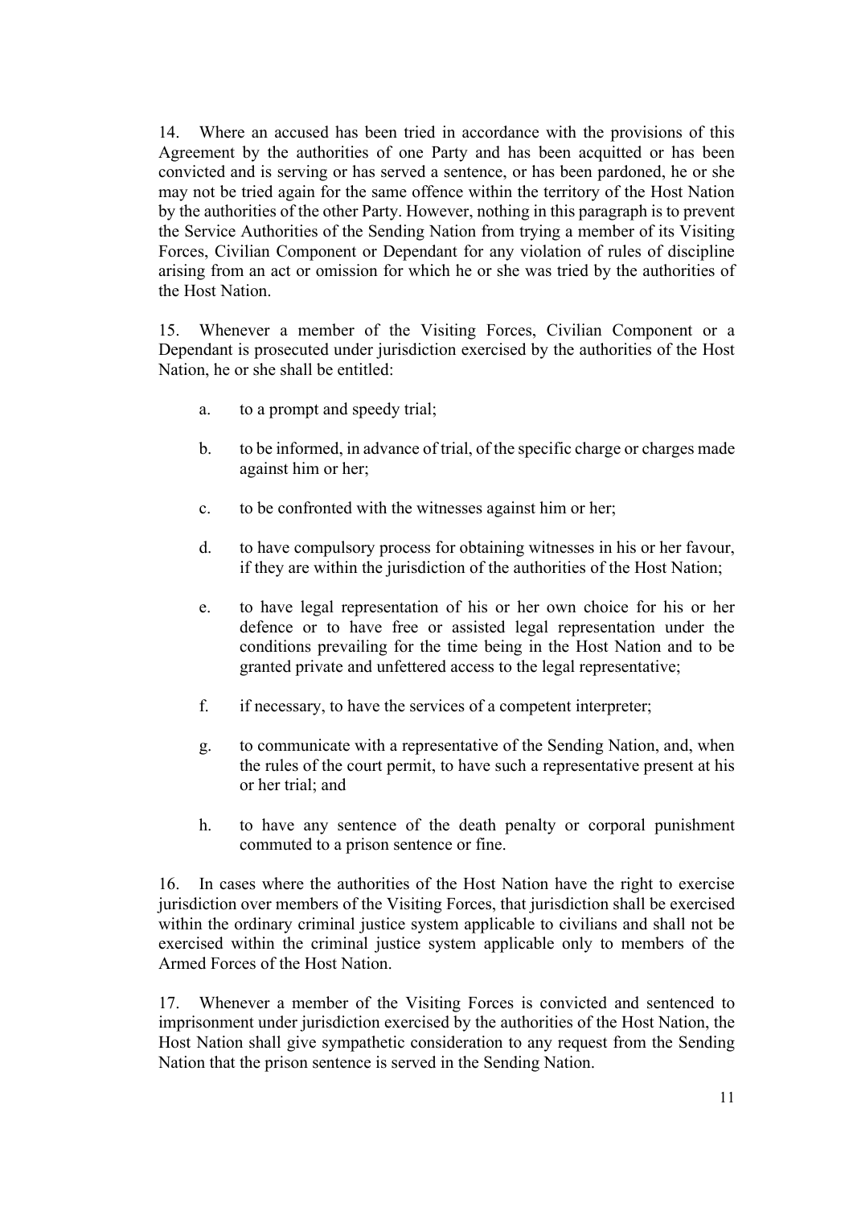14. Where an accused has been tried in accordance with the provisions of this Agreement by the authorities of one Party and has been acquitted or has been convicted and is serving or has served a sentence, or has been pardoned, he or she may not be tried again for the same offence within the territory of the Host Nation by the authorities of the other Party. However, nothing in this paragraph is to prevent the Service Authorities of the Sending Nation from trying a member of its Visiting Forces, Civilian Component or Dependant for any violation of rules of discipline arising from an act or omission for which he or she was tried by the authorities of the Host Nation.

15. Whenever a member of the Visiting Forces, Civilian Component or a Dependant is prosecuted under jurisdiction exercised by the authorities of the Host Nation, he or she shall be entitled:

a. to a prompt and speedy trial;

b. to be informed, in advance of trial, of the specific charge or charges made against him or her;

c. to be confronted with the witnesses against him or her;

d. to have compulsory process for obtaining witnesses in his or her favour, if they are within the jurisdiction of the authorities of the Host Nation;

e. to have legal representation of his or her own choice for his or her defence or to have free or assisted legal representation under the conditions prevailing for the time being in the Host Nation and to be granted private and unfettered access to the legal representative;

f. if necessary, to have the services of a competent interpreter;

g. to communicate with a representative of the Sending Nation, and, when the rules of the court permit, to have such a representative present at his or her trial; and

h. to have any sentence of the death penalty or corporal punishment commuted to a prison sentence or fine.

16. In cases where the authorities of the Host Nation have the right to exercise jurisdiction over members of the Visiting Forces, that jurisdiction shall be exercised within the ordinary criminal justice system applicable to civilians and shall not be exercised within the criminal justice system applicable only to members of the Armed Forces of the Host Nation.

17. Whenever a member of the Visiting Forces is convicted and sentenced to imprisonment under jurisdiction exercised by the authorities of the Host Nation, the Host Nation shall give sympathetic consideration to any request from the Sending Nation that the prison sentence is served in the Sending Nation.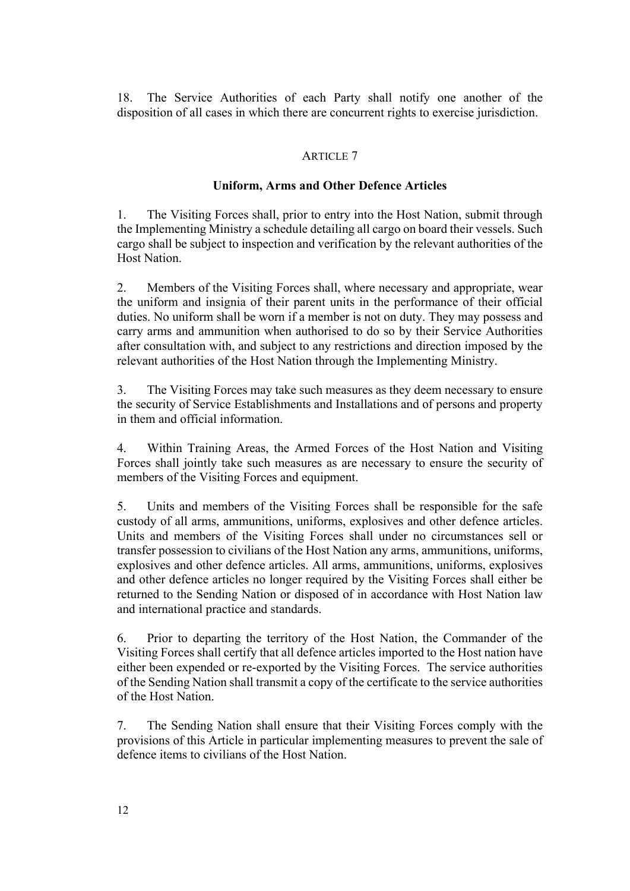18. The Service Authorities of each Party shall notify one another of the disposition of all cases in which there are concurrent rights to exercise jurisdiction.

## ARTICLE 7

### Uniform, Arms and Other Defence Articles

1. The Visiting Forces shall, prior to entry into the Host Nation, submit through the Implementing Ministry a schedule detailing all cargo on board their vessels. Such cargo shall be subject to inspection and verification by the relevant authorities of the Host Nation.

2. Members of the Visiting Forces shall, where necessary and appropriate, wear the uniform and insignia of their parent units in the performance of their official duties. No uniform shall be worn if a member is not on duty. They may possess and carry arms and ammunition when authorised to do so by their Service Authorities after consultation with, and subject to any restrictions and direction imposed by the relevant authorities of the Host Nation through the Implementing Ministry.

3. The Visiting Forces may take such measures as they deem necessary to ensure the security of Service Establishments and Installations and of persons and property in them and official information.

4. Within Training Areas, the Armed Forces of the Host Nation and Visiting Forces shall jointly take such measures as are necessary to ensure the security of members of the Visiting Forces and equipment.

5. Units and members of the Visiting Forces shall be responsible for the safe custody of all arms, ammunitions, uniforms, explosives and other defence articles. Units and members of the Visiting Forces shall under no circumstances sell or transfer possession to civilians of the Host Nation any arms, ammunitions, uniforms, explosives and other defence articles. All arms, ammunitions, uniforms, explosives and other defence articles no longer required by the Visiting Forces shall either be returned to the Sending Nation or disposed of in accordance with Host Nation law and international practice and standards.

6. Prior to departing the territory of the Host Nation, the Commander of the Visiting Forces shall certify that all defence articles imported to the Host nation have either been expended or re-exported by the Visiting Forces. The service authorities of the Sending Nation shall transmit a copy of the certificate to the service authorities of the Host Nation.

7. The Sending Nation shall ensure that their Visiting Forces comply with the provisions of this Article in particular implementing measures to prevent the sale of defence items to civilians of the Host Nation.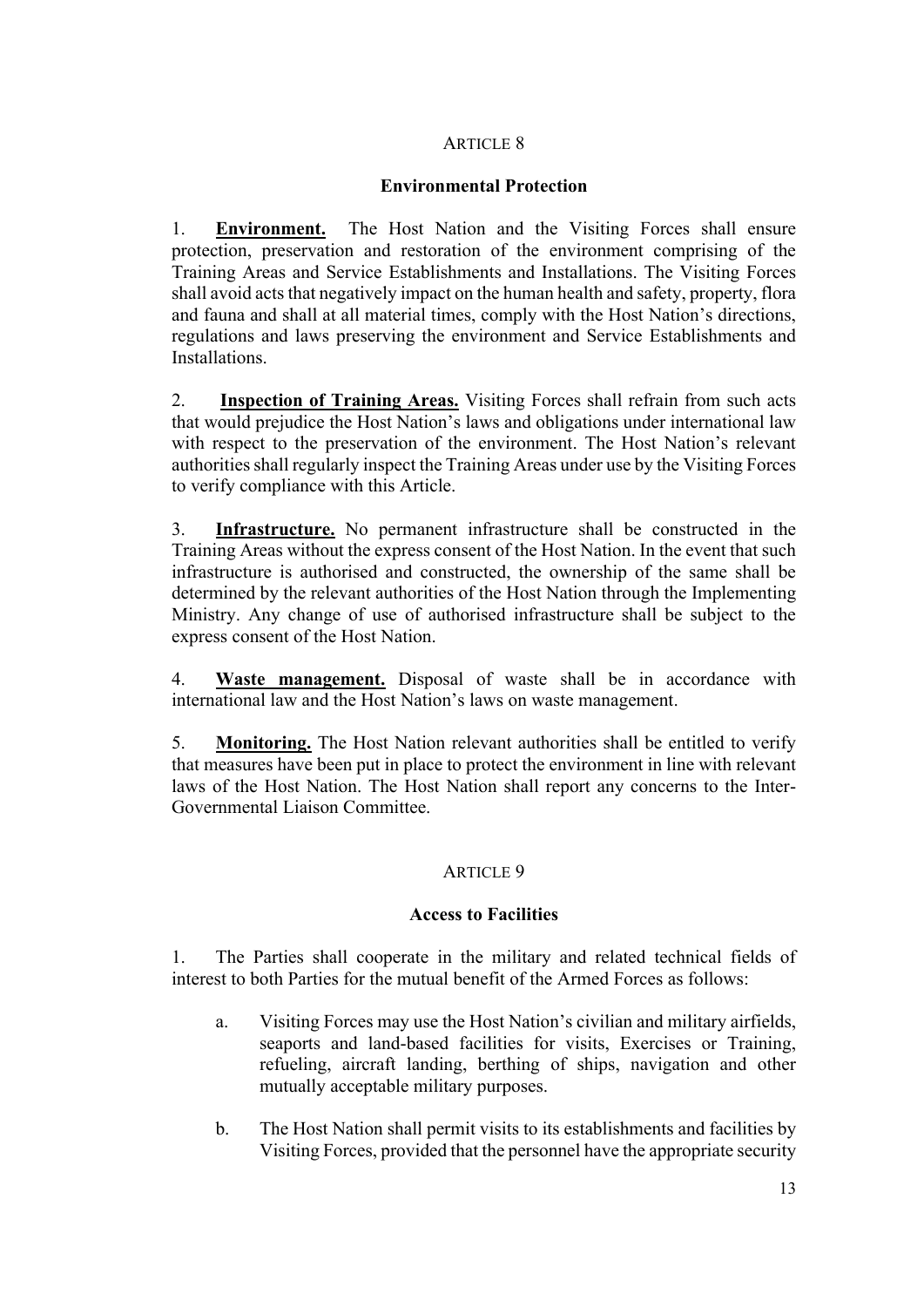## ARTICLE 8

### Environmental Protection

1. **Environment.** The Host Nation and the Visiting Forces shall ensure protection, preservation and restoration of the environment comprising of the Training Areas and Service Establishments and Installations. The Visiting Forces shall avoid acts that negatively impact on the human health and safety, property, flora and fauna and shall at all material times, comply with the Host Nation's directions, regulations and laws preserving the environment and Service Establishments and Installations.

2. **Inspection of Training Areas.** Visiting Forces shall refrain from such acts that would prejudice the Host Nation's laws and obligations under international law with respect to the preservation of the environment. The Host Nation's relevant authorities shall regularly inspect the Training Areas under use by the Visiting Forces to verify compliance with this Article.

3. **Infrastructure.** No permanent infrastructure shall be constructed in the Training Areas without the express consent of the Host Nation. In the event that such infrastructure is authorised and constructed, the ownership of the same shall be determined by the relevant authorities of the Host Nation through the Implementing Ministry. Any change of use of authorised infrastructure shall be subject to the express consent of the Host Nation.

4. **Waste management.** Disposal of waste shall be in accordance with international law and the Host Nation's laws on waste management.

5. **Monitoring.** The Host Nation relevant authorities shall be entitled to verify that measures have been put in place to protect the environment in line with relevant laws of the Host Nation. The Host Nation shall report any concerns to the Inter-Governmental Liaison Committee.

## ARTICLE 9

### Access to Facilities

1. The Parties shall cooperate in the military and related technical fields of interest to both Parties for the mutual benefit of the Armed Forces as follows:

   a. Visiting Forces may use the Host Nation's civilian and military airfields, seaports and land-based facilities for visits, Exercises or Training, refueling, aircraft landing, berthing of ships, navigation and other mutually acceptable military purposes.

   b. The Host Nation shall permit visits to its establishments and facilities by Visiting Forces, provided that the personnel have the appropriate security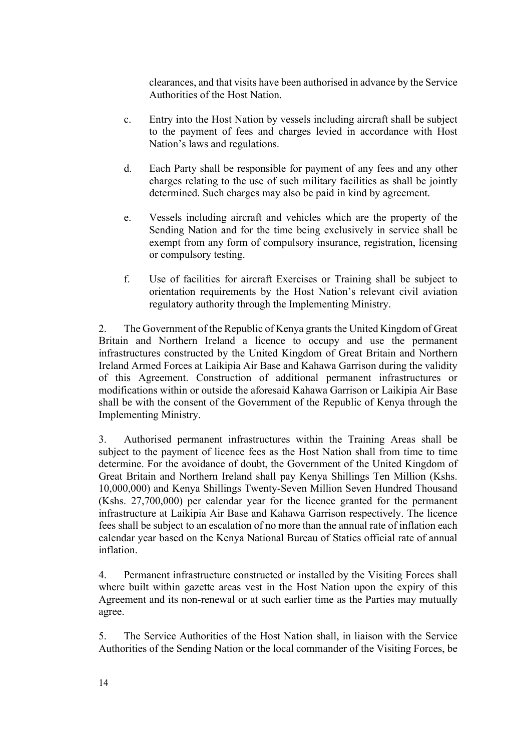clearances, and that visits have been authorised in advance by the Service Authorities of the Host Nation.

c. Entry into the Host Nation by vessels including aircraft shall be subject to the payment of fees and charges levied in accordance with Host Nation's laws and regulations.

d. Each Party shall be responsible for payment of any fees and any other charges relating to the use of such military facilities as shall be jointly determined. Such charges may also be paid in kind by agreement.

e. Vessels including aircraft and vehicles which are the property of the Sending Nation and for the time being exclusively in service shall be exempt from any form of compulsory insurance, registration, licensing or compulsory testing.

f. Use of facilities for aircraft Exercises or Training shall be subject to orientation requirements by the Host Nation's relevant civil aviation regulatory authority through the Implementing Ministry.

2. The Government of the Republic of Kenya grants the United Kingdom of Great Britain and Northern Ireland a licence to occupy and use the permanent infrastructures constructed by the United Kingdom of Great Britain and Northern Ireland Armed Forces at Laikipia Air Base and Kahawa Garrison during the validity of this Agreement. Construction of additional permanent infrastructures or modifications within or outside the aforesaid Kahawa Garrison or Laikipia Air Base shall be with the consent of the Government of the Republic of Kenya through the Implementing Ministry.

3. Authorised permanent infrastructures within the Training Areas shall be subject to the payment of licence fees as the Host Nation shall from time to time determine. For the avoidance of doubt, the Government of the United Kingdom of Great Britain and Northern Ireland shall pay Kenya Shillings Ten Million (Kshs. 10,000,000) and Kenya Shillings Twenty-Seven Million Seven Hundred Thousand (Kshs. 27,700,000) per calendar year for the licence granted for the permanent infrastructure at Laikipia Air Base and Kahawa Garrison respectively. The licence fees shall be subject to an escalation of no more than the annual rate of inflation each calendar year based on the Kenya National Bureau of Statics official rate of annual inflation.

4. Permanent infrastructure constructed or installed by the Visiting Forces shall where built within gazette areas vest in the Host Nation upon the expiry of this Agreement and its non-renewal or at such earlier time as the Parties may mutually agree.

5. The Service Authorities of the Host Nation shall, in liaison with the Service Authorities of the Sending Nation or the local commander of the Visiting Forces, be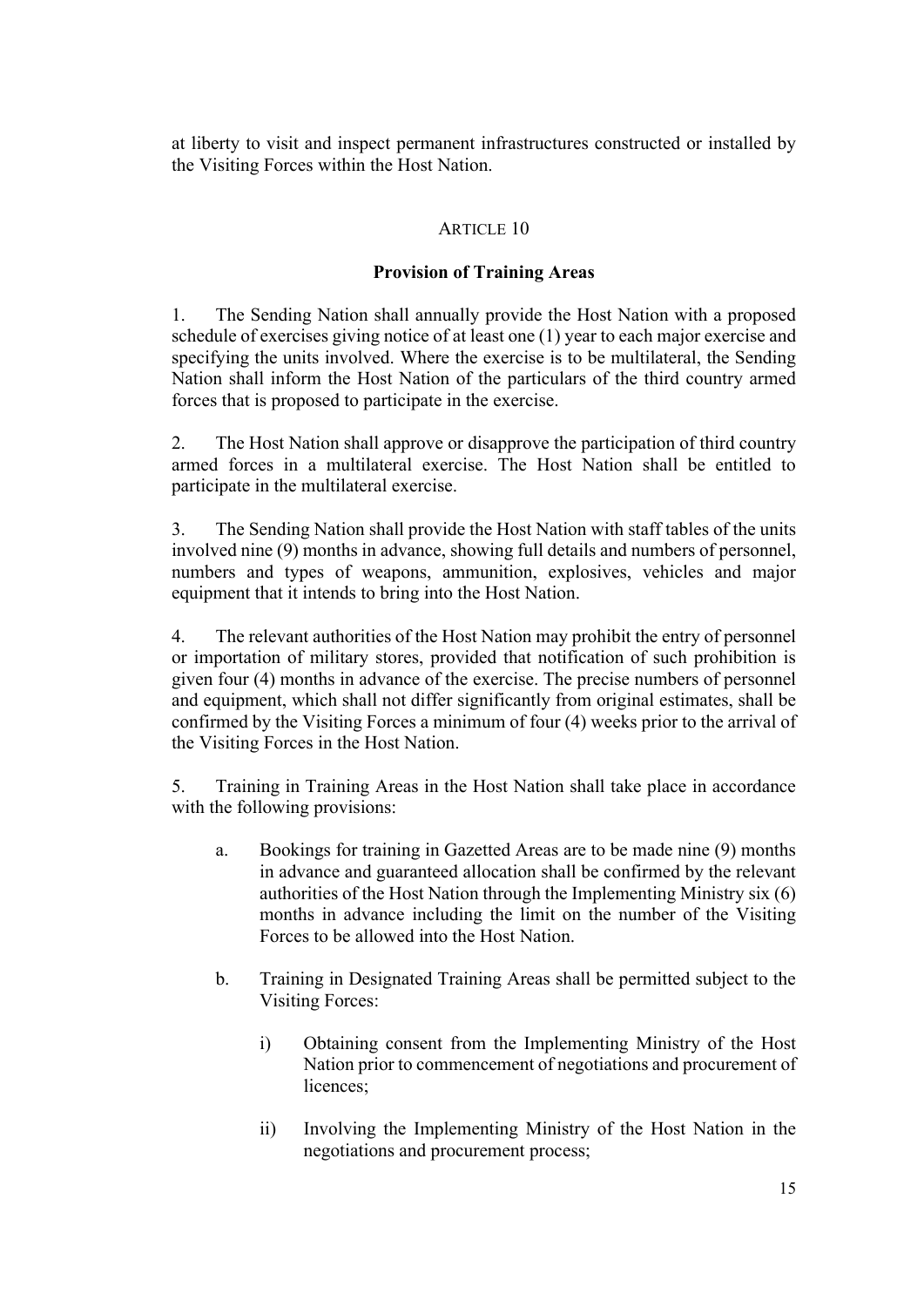at liberty to visit and inspect permanent infrastructures constructed or installed by the Visiting Forces within the Host Nation.

## ARTICLE 10

### Provision of Training Areas

1. The Sending Nation shall annually provide the Host Nation with a proposed schedule of exercises giving notice of at least one (1) year to each major exercise and specifying the units involved. Where the exercise is to be multilateral, the Sending Nation shall inform the Host Nation of the particulars of the third country armed forces that is proposed to participate in the exercise.

2. The Host Nation shall approve or disapprove the participation of third country armed forces in a multilateral exercise. The Host Nation shall be entitled to participate in the multilateral exercise.

3. The Sending Nation shall provide the Host Nation with staff tables of the units involved nine (9) months in advance, showing full details and numbers of personnel, numbers and types of weapons, ammunition, explosives, vehicles and major equipment that it intends to bring into the Host Nation.

4. The relevant authorities of the Host Nation may prohibit the entry of personnel or importation of military stores, provided that notification of such prohibition is given four (4) months in advance of the exercise. The precise numbers of personnel and equipment, which shall not differ significantly from original estimates, shall be confirmed by the Visiting Forces a minimum of four (4) weeks prior to the arrival of the Visiting Forces in the Host Nation.

5. Training in Training Areas in the Host Nation shall take place in accordance with the following provisions:

   a. Bookings for training in Gazetted Areas are to be made nine (9) months in advance and guaranteed allocation shall be confirmed by the relevant authorities of the Host Nation through the Implementing Ministry six (6) months in advance including the limit on the number of the Visiting Forces to be allowed into the Host Nation.

   b. Training in Designated Training Areas shall be permitted subject to the Visiting Forces:

      i) Obtaining consent from the Implementing Ministry of the Host Nation prior to commencement of negotiations and procurement of licences;

      ii) Involving the Implementing Ministry of the Host Nation in the negotiations and procurement process;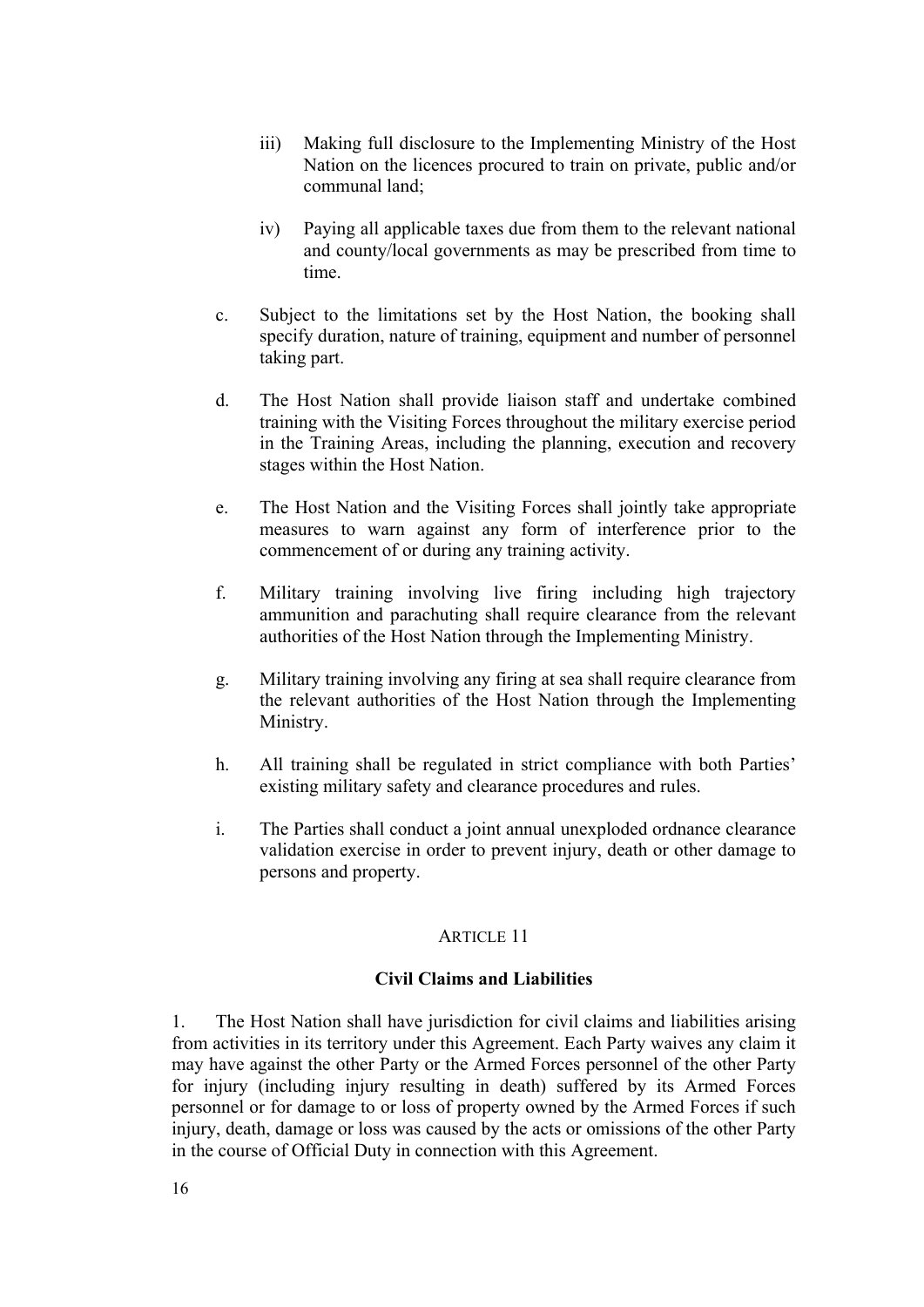iii) Making full disclosure to the Implementing Ministry of the Host Nation on the licences procured to train on private, public and/or communal land;

   iv) Paying all applicable taxes due from them to the relevant national and county/local governments as may be prescribed from time to time.

c. Subject to the limitations set by the Host Nation, the booking shall specify duration, nature of training, equipment and number of personnel taking part.

d. The Host Nation shall provide liaison staff and undertake combined training with the Visiting Forces throughout the military exercise period in the Training Areas, including the planning, execution and recovery stages within the Host Nation.

e. The Host Nation and the Visiting Forces shall jointly take appropriate measures to warn against any form of interference prior to the commencement of or during any training activity.

f. Military training involving live firing including high trajectory ammunition and parachuting shall require clearance from the relevant authorities of the Host Nation through the Implementing Ministry.

g. Military training involving any firing at sea shall require clearance from the relevant authorities of the Host Nation through the Implementing Ministry.

h. All training shall be regulated in strict compliance with both Parties' existing military safety and clearance procedures and rules.

i. The Parties shall conduct a joint annual unexploded ordnance clearance validation exercise in order to prevent injury, death or other damage to persons and property.

## ARTICLE 11

### Civil Claims and Liabilities

1. The Host Nation shall have jurisdiction for civil claims and liabilities arising from activities in its territory under this Agreement. Each Party waives any claim it may have against the other Party or the Armed Forces personnel of the other Party for injury (including injury resulting in death) suffered by its Armed Forces personnel or for damage to or loss of property owned by the Armed Forces if such injury, death, damage or loss was caused by the acts or omissions of the other Party in the course of Official Duty in connection with this Agreement.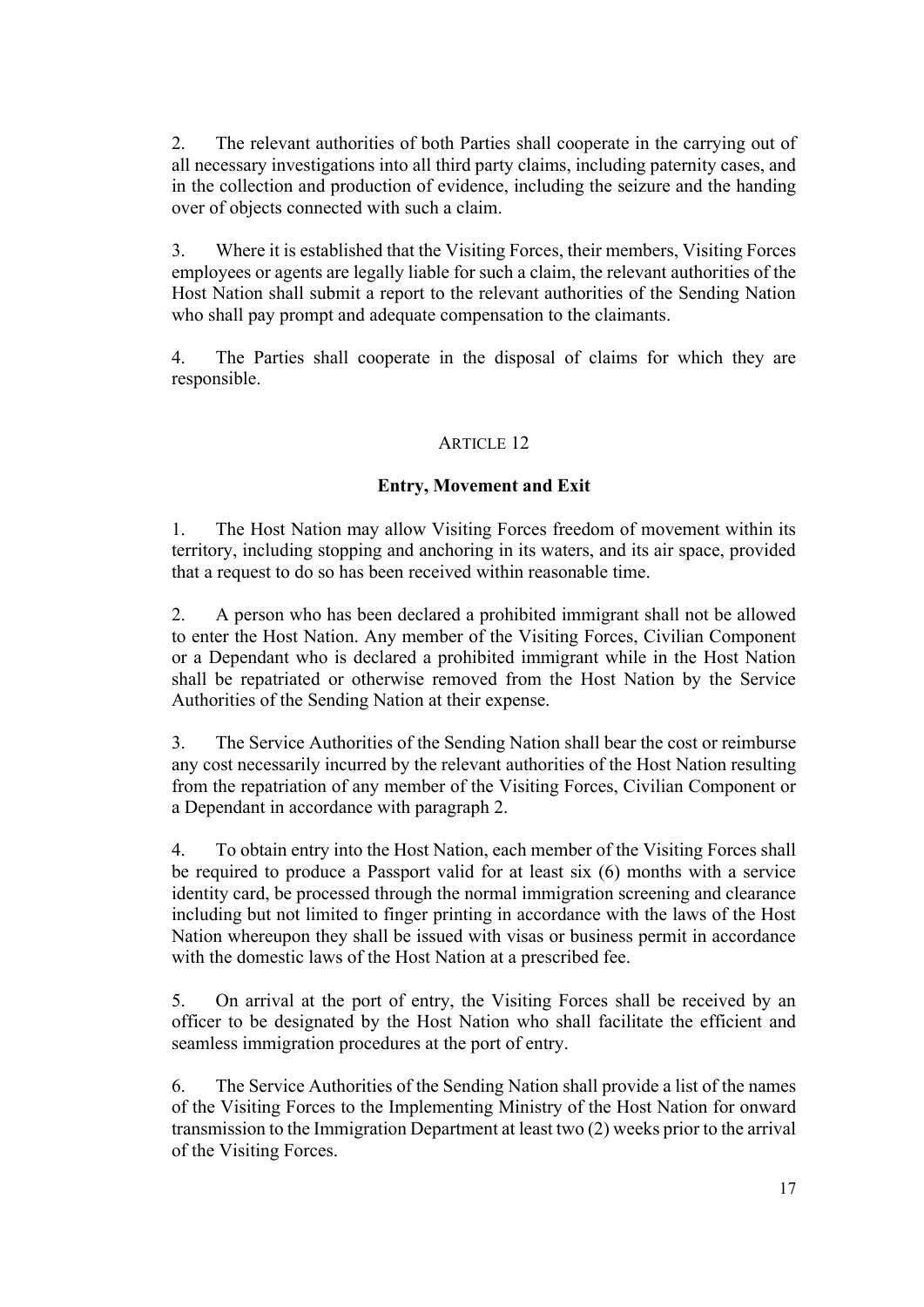2. The relevant authorities of both Parties shall cooperate in the carrying out of all necessary investigations into all third party claims, including paternity cases, and in the collection and production of evidence, including the seizure and the handing over of objects connected with such a claim.

3. Where it is established that the Visiting Forces, their members, Visiting Forces employees or agents are legally liable for such a claim, the relevant authorities of the Host Nation shall submit a report to the relevant authorities of the Sending Nation who shall pay prompt and adequate compensation to the claimants.

4. The Parties shall cooperate in the disposal of claims for which they are responsible.

## ARTICLE 12

### Entry, Movement and Exit

1. The Host Nation may allow Visiting Forces freedom of movement within its territory, including stopping and anchoring in its waters, and its air space, provided that a request to do so has been received within reasonable time.

2. A person who has been declared a prohibited immigrant shall not be allowed to enter the Host Nation. Any member of the Visiting Forces, Civilian Component or a Dependant who is declared a prohibited immigrant while in the Host Nation shall be repatriated or otherwise removed from the Host Nation by the Service Authorities of the Sending Nation at their expense.

3. The Service Authorities of the Sending Nation shall bear the cost or reimburse any cost necessarily incurred by the relevant authorities of the Host Nation resulting from the repatriation of any member of the Visiting Forces, Civilian Component or a Dependant in accordance with paragraph 2.

4. To obtain entry into the Host Nation, each member of the Visiting Forces shall be required to produce a Passport valid for at least six (6) months with a service identity card, be processed through the normal immigration screening and clearance including but not limited to finger printing in accordance with the laws of the Host Nation whereupon they shall be issued with visas or business permit in accordance with the domestic laws of the Host Nation at a prescribed fee.

5. On arrival at the port of entry, the Visiting Forces shall be received by an officer to be designated by the Host Nation who shall facilitate the efficient and seamless immigration procedures at the port of entry.

6. The Service Authorities of the Sending Nation shall provide a list of the names of the Visiting Forces to the Implementing Ministry of the Host Nation for onward transmission to the Immigration Department at least two (2) weeks prior to the arrival of the Visiting Forces.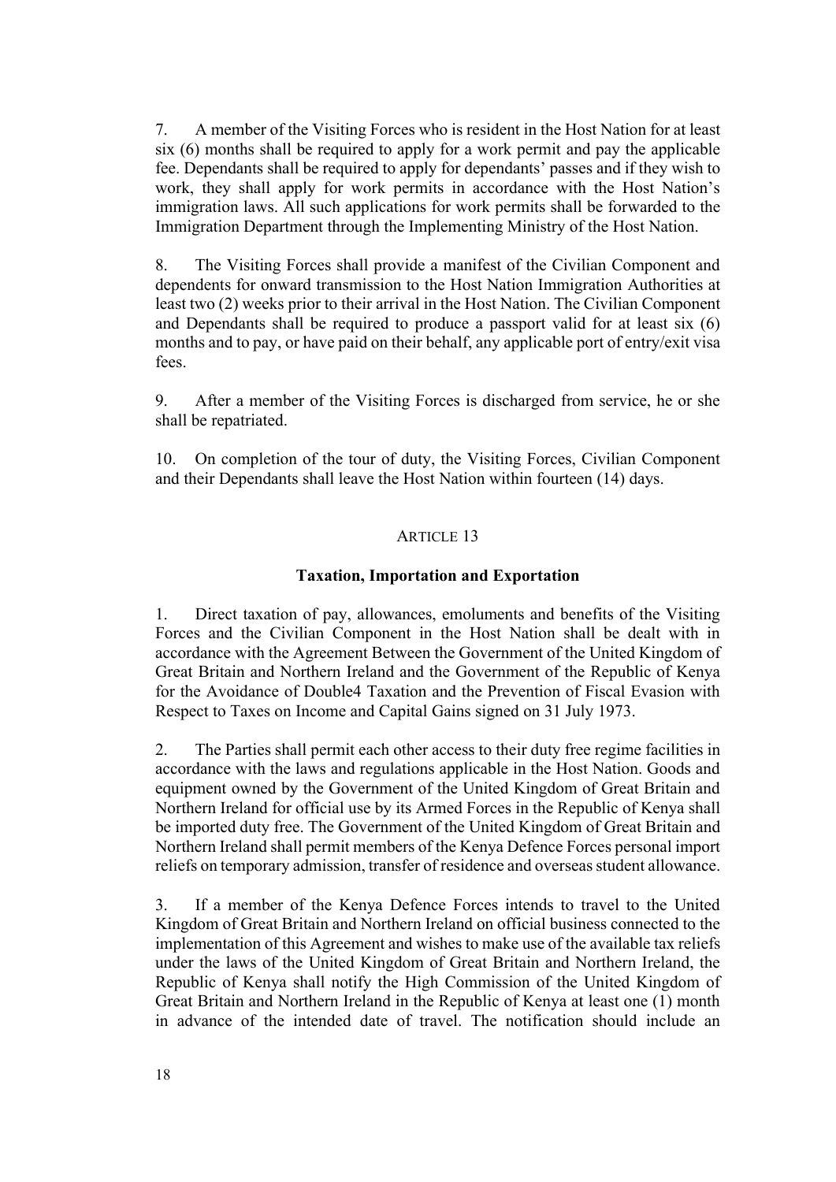7. A member of the Visiting Forces who is resident in the Host Nation for at least six (6) months shall be required to apply for a work permit and pay the applicable fee. Dependants shall be required to apply for dependants' passes and if they wish to work, they shall apply for work permits in accordance with the Host Nation's immigration laws. All such applications for work permits shall be forwarded to the Immigration Department through the Implementing Ministry of the Host Nation.

8. The Visiting Forces shall provide a manifest of the Civilian Component and dependents for onward transmission to the Host Nation Immigration Authorities at least two (2) weeks prior to their arrival in the Host Nation. The Civilian Component and Dependants shall be required to produce a passport valid for at least six (6) months and to pay, or have paid on their behalf, any applicable port of entry/exit visa fees.

9. After a member of the Visiting Forces is discharged from service, he or she shall be repatriated.

10. On completion of the tour of duty, the Visiting Forces, Civilian Component and their Dependants shall leave the Host Nation within fourteen (14) days.

## ARTICLE 13

### Taxation, Importation and Exportation

1. Direct taxation of pay, allowances, emoluments and benefits of the Visiting Forces and the Civilian Component in the Host Nation shall be dealt with in accordance with the Agreement Between the Government of the United Kingdom of Great Britain and Northern Ireland and the Government of the Republic of Kenya for the Avoidance of Double4 Taxation and the Prevention of Fiscal Evasion with Respect to Taxes on Income and Capital Gains signed on 31 July 1973.

2. The Parties shall permit each other access to their duty free regime facilities in accordance with the laws and regulations applicable in the Host Nation. Goods and equipment owned by the Government of the United Kingdom of Great Britain and Northern Ireland for official use by its Armed Forces in the Republic of Kenya shall be imported duty free. The Government of the United Kingdom of Great Britain and Northern Ireland shall permit members of the Kenya Defence Forces personal import reliefs on temporary admission, transfer of residence and overseas student allowance.

3. If a member of the Kenya Defence Forces intends to travel to the United Kingdom of Great Britain and Northern Ireland on official business connected to the implementation of this Agreement and wishes to make use of the available tax reliefs under the laws of the United Kingdom of Great Britain and Northern Ireland, the Republic of Kenya shall notify the High Commission of the United Kingdom of Great Britain and Northern Ireland in the Republic of Kenya at least one (1) month in advance of the intended date of travel. The notification should include an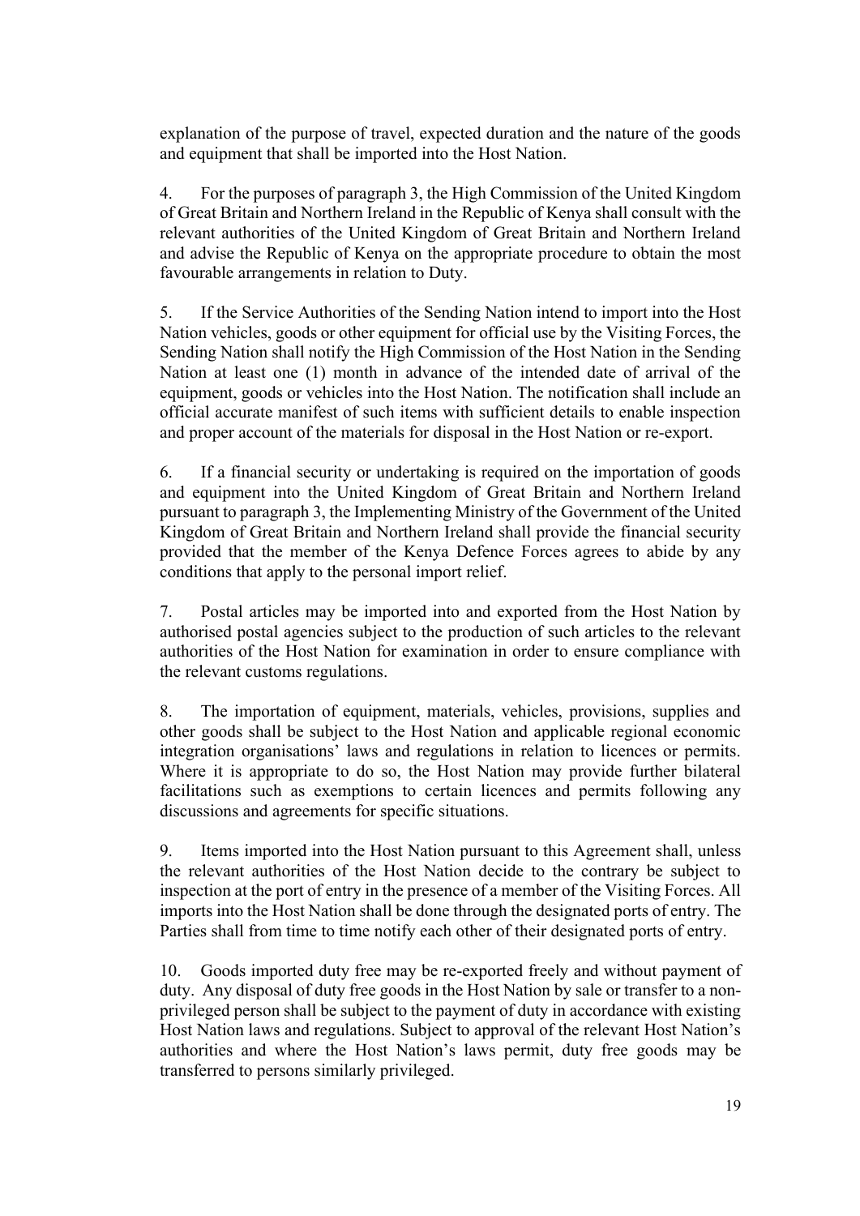explanation of the purpose of travel, expected duration and the nature of the goods and equipment that shall be imported into the Host Nation.

4. For the purposes of paragraph 3, the High Commission of the United Kingdom of Great Britain and Northern Ireland in the Republic of Kenya shall consult with the relevant authorities of the United Kingdom of Great Britain and Northern Ireland and advise the Republic of Kenya on the appropriate procedure to obtain the most favourable arrangements in relation to Duty.

5. If the Service Authorities of the Sending Nation intend to import into the Host Nation vehicles, goods or other equipment for official use by the Visiting Forces, the Sending Nation shall notify the High Commission of the Host Nation in the Sending Nation at least one (1) month in advance of the intended date of arrival of the equipment, goods or vehicles into the Host Nation. The notification shall include an official accurate manifest of such items with sufficient details to enable inspection and proper account of the materials for disposal in the Host Nation or re-export.

6. If a financial security or undertaking is required on the importation of goods and equipment into the United Kingdom of Great Britain and Northern Ireland pursuant to paragraph 3, the Implementing Ministry of the Government of the United Kingdom of Great Britain and Northern Ireland shall provide the financial security provided that the member of the Kenya Defence Forces agrees to abide by any conditions that apply to the personal import relief.

7. Postal articles may be imported into and exported from the Host Nation by authorised postal agencies subject to the production of such articles to the relevant authorities of the Host Nation for examination in order to ensure compliance with the relevant customs regulations.

8. The importation of equipment, materials, vehicles, provisions, supplies and other goods shall be subject to the Host Nation and applicable regional economic integration organisations' laws and regulations in relation to licences or permits. Where it is appropriate to do so, the Host Nation may provide further bilateral facilitations such as exemptions to certain licences and permits following any discussions and agreements for specific situations.

9. Items imported into the Host Nation pursuant to this Agreement shall, unless the relevant authorities of the Host Nation decide to the contrary be subject to inspection at the port of entry in the presence of a member of the Visiting Forces. All imports into the Host Nation shall be done through the designated ports of entry. The Parties shall from time to time notify each other of their designated ports of entry.

10. Goods imported duty free may be re-exported freely and without payment of duty. Any disposal of duty free goods in the Host Nation by sale or transfer to a non-privileged person shall be subject to the payment of duty in accordance with existing Host Nation laws and regulations. Subject to approval of the relevant Host Nation's authorities and where the Host Nation's laws permit, duty free goods may be transferred to persons similarly privileged.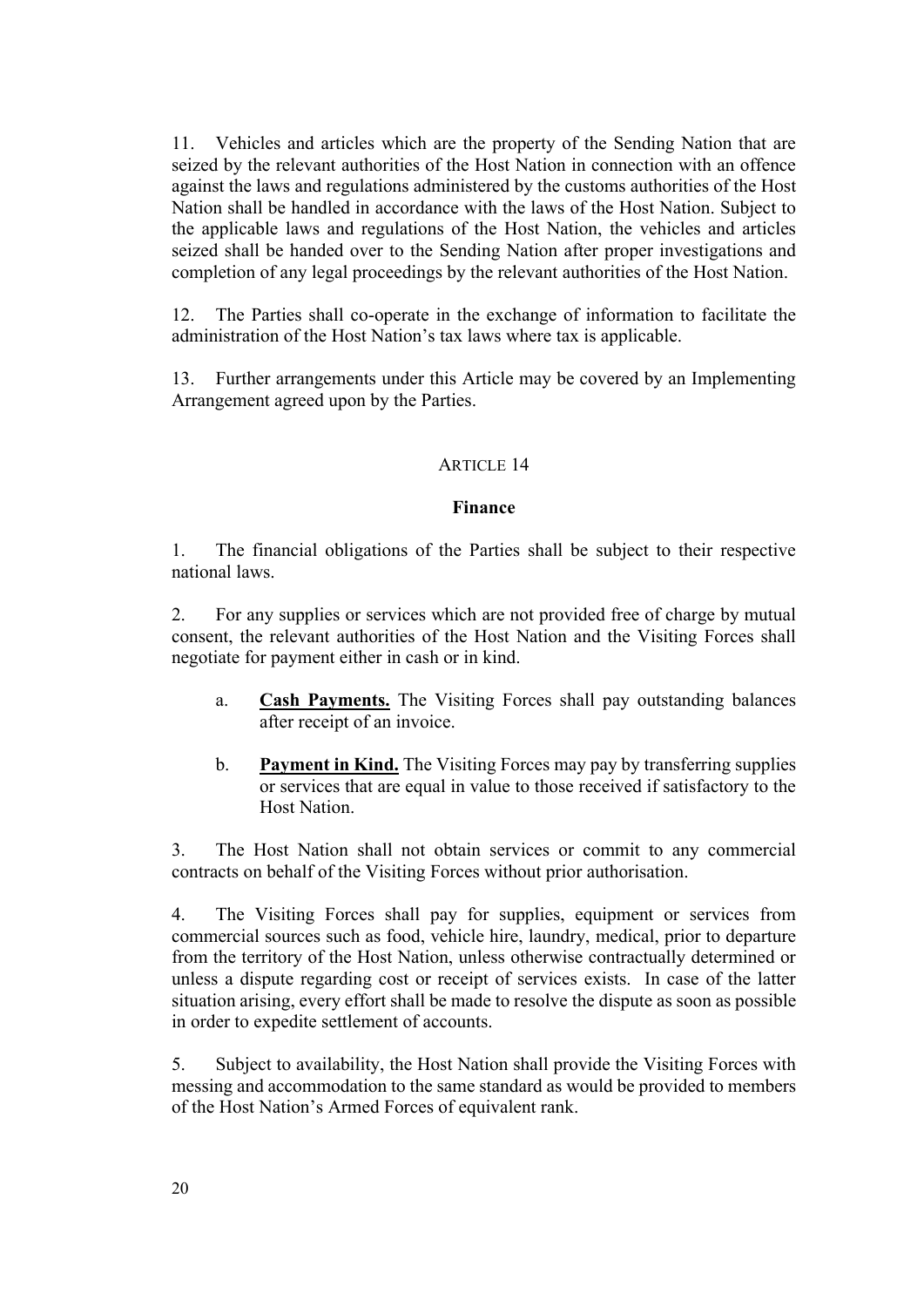11. Vehicles and articles which are the property of the Sending Nation that are seized by the relevant authorities of the Host Nation in connection with an offence against the laws and regulations administered by the customs authorities of the Host Nation shall be handled in accordance with the laws of the Host Nation. Subject to the applicable laws and regulations of the Host Nation, the vehicles and articles seized shall be handed over to the Sending Nation after proper investigations and completion of any legal proceedings by the relevant authorities of the Host Nation.

12. The Parties shall co-operate in the exchange of information to facilitate the administration of the Host Nation's tax laws where tax is applicable.

13. Further arrangements under this Article may be covered by an Implementing Arrangement agreed upon by the Parties.

## ARTICLE 14

### Finance

1. The financial obligations of the Parties shall be subject to their respective national laws.

2. For any supplies or services which are not provided free of charge by mutual consent, the relevant authorities of the Host Nation and the Visiting Forces shall negotiate for payment either in cash or in kind.

   a. **Cash Payments.** The Visiting Forces shall pay outstanding balances after receipt of an invoice.

   b. **Payment in Kind.** The Visiting Forces may pay by transferring supplies or services that are equal in value to those received if satisfactory to the Host Nation.

3. The Host Nation shall not obtain services or commit to any commercial contracts on behalf of the Visiting Forces without prior authorisation.

4. The Visiting Forces shall pay for supplies, equipment or services from commercial sources such as food, vehicle hire, laundry, medical, prior to departure from the territory of the Host Nation, unless otherwise contractually determined or unless a dispute regarding cost or receipt of services exists. In case of the latter situation arising, every effort shall be made to resolve the dispute as soon as possible in order to expedite settlement of accounts.

5. Subject to availability, the Host Nation shall provide the Visiting Forces with messing and accommodation to the same standard as would be provided to members of the Host Nation's Armed Forces of equivalent rank.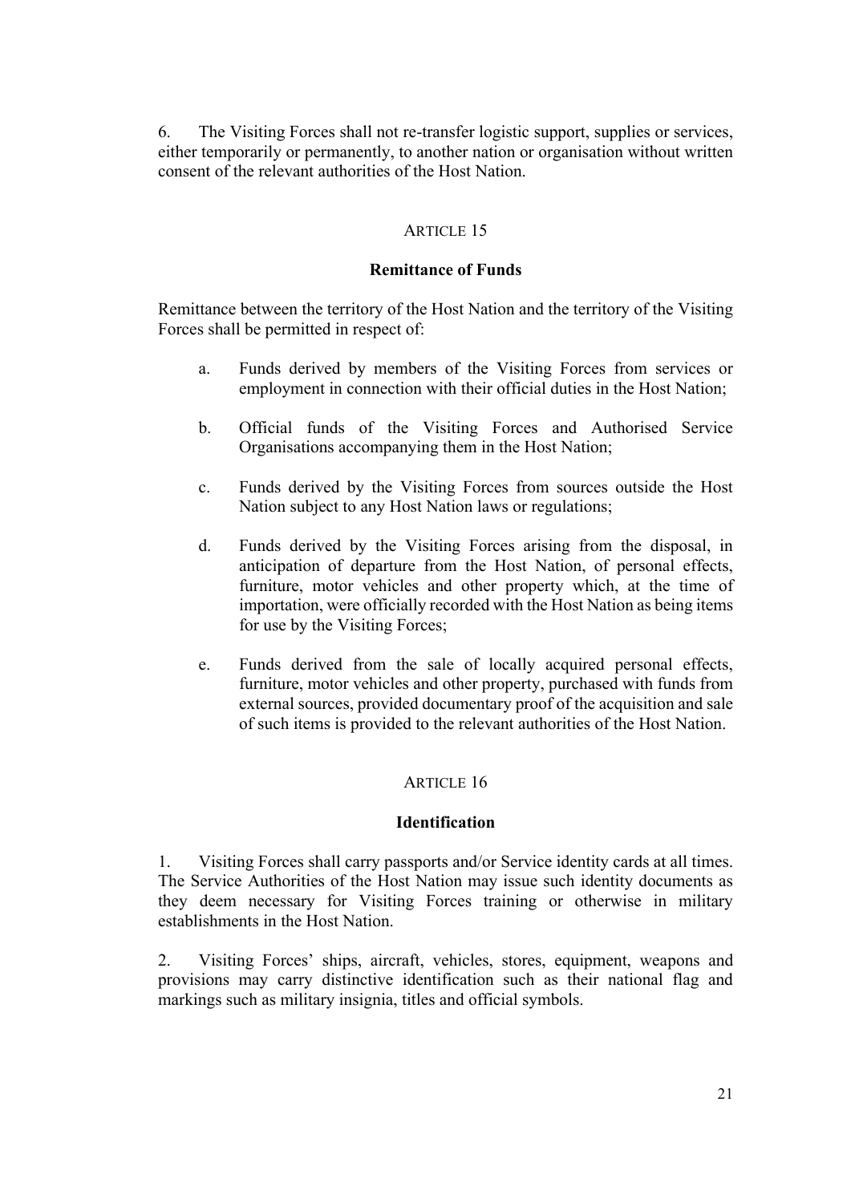6. The Visiting Forces shall not re-transfer logistic support, supplies or services, either temporarily or permanently, to another nation or organisation without written consent of the relevant authorities of the Host Nation.

## ARTICLE 15

### Remittance of Funds

Remittance between the territory of the Host Nation and the territory of the Visiting Forces shall be permitted in respect of:

a. Funds derived by members of the Visiting Forces from services or employment in connection with their official duties in the Host Nation;

b. Official funds of the Visiting Forces and Authorised Service Organisations accompanying them in the Host Nation;

c. Funds derived by the Visiting Forces from sources outside the Host Nation subject to any Host Nation laws or regulations;

d. Funds derived by the Visiting Forces arising from the disposal, in anticipation of departure from the Host Nation, of personal effects, furniture, motor vehicles and other property which, at the time of importation, were officially recorded with the Host Nation as being items for use by the Visiting Forces;

e. Funds derived from the sale of locally acquired personal effects, furniture, motor vehicles and other property, purchased with funds from external sources, provided documentary proof of the acquisition and sale of such items is provided to the relevant authorities of the Host Nation.

## ARTICLE 16

### Identification

1. Visiting Forces shall carry passports and/or Service identity cards at all times. The Service Authorities of the Host Nation may issue such identity documents as they deem necessary for Visiting Forces training or otherwise in military establishments in the Host Nation.

2. Visiting Forces' ships, aircraft, vehicles, stores, equipment, weapons and provisions may carry distinctive identification such as their national flag and markings such as military insignia, titles and official symbols.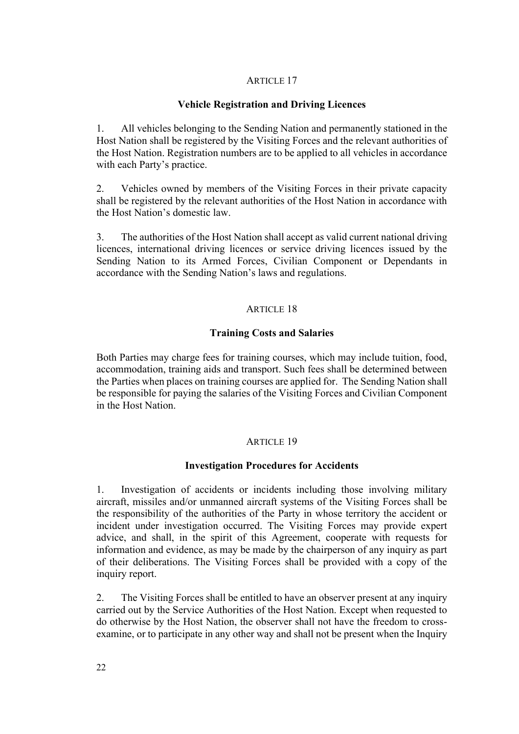ARTICLE 17

**Vehicle Registration and Driving Licences**

1. All vehicles belonging to the Sending Nation and permanently stationed in the Host Nation shall be registered by the Visiting Forces and the relevant authorities of the Host Nation. Registration numbers are to be applied to all vehicles in accordance with each Party's practice.

2. Vehicles owned by members of the Visiting Forces in their private capacity shall be registered by the relevant authorities of the Host Nation in accordance with the Host Nation's domestic law.

3. The authorities of the Host Nation shall accept as valid current national driving licences, international driving licences or service driving licences issued by the Sending Nation to its Armed Forces, Civilian Component or Dependants in accordance with the Sending Nation's laws and regulations.

ARTICLE 18

**Training Costs and Salaries**

Both Parties may charge fees for training courses, which may include tuition, food, accommodation, training aids and transport. Such fees shall be determined between the Parties when places on training courses are applied for. The Sending Nation shall be responsible for paying the salaries of the Visiting Forces and Civilian Component in the Host Nation.

ARTICLE 19

**Investigation Procedures for Accidents**

1. Investigation of accidents or incidents including those involving military aircraft, missiles and/or unmanned aircraft systems of the Visiting Forces shall be the responsibility of the authorities of the Party in whose territory the accident or incident under investigation occurred. The Visiting Forces may provide expert advice, and shall, in the spirit of this Agreement, cooperate with requests for information and evidence, as may be made by the chairperson of any inquiry as part of their deliberations. The Visiting Forces shall be provided with a copy of the inquiry report.

2. The Visiting Forces shall be entitled to have an observer present at any inquiry carried out by the Service Authorities of the Host Nation. Except when requested to do otherwise by the Host Nation, the observer shall not have the freedom to cross-examine, or to participate in any other way and shall not be present when the Inquiry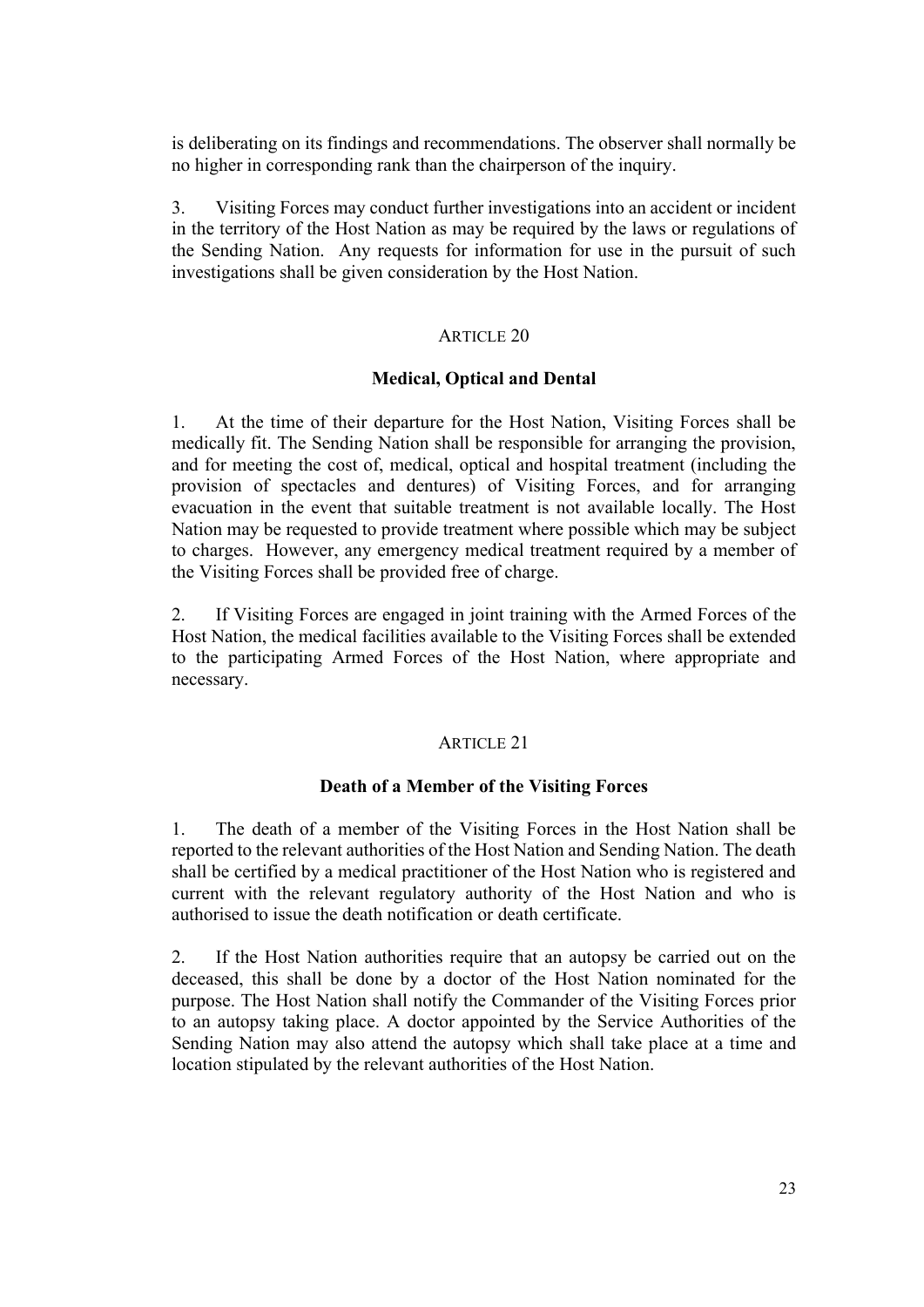is deliberating on its findings and recommendations. The observer shall normally be no higher in corresponding rank than the chairperson of the inquiry.

3. Visiting Forces may conduct further investigations into an accident or incident in the territory of the Host Nation as may be required by the laws or regulations of the Sending Nation. Any requests for information for use in the pursuit of such investigations shall be given consideration by the Host Nation.

### ARTICLE 20

### Medical, Optical and Dental

1. At the time of their departure for the Host Nation, Visiting Forces shall be medically fit. The Sending Nation shall be responsible for arranging the provision, and for meeting the cost of, medical, optical and hospital treatment (including the provision of spectacles and dentures) of Visiting Forces, and for arranging evacuation in the event that suitable treatment is not available locally. The Host Nation may be requested to provide treatment where possible which may be subject to charges. However, any emergency medical treatment required by a member of the Visiting Forces shall be provided free of charge.

2. If Visiting Forces are engaged in joint training with the Armed Forces of the Host Nation, the medical facilities available to the Visiting Forces shall be extended to the participating Armed Forces of the Host Nation, where appropriate and necessary.

### ARTICLE 21

### Death of a Member of the Visiting Forces

1. The death of a member of the Visiting Forces in the Host Nation shall be reported to the relevant authorities of the Host Nation and Sending Nation. The death shall be certified by a medical practitioner of the Host Nation who is registered and current with the relevant regulatory authority of the Host Nation and who is authorised to issue the death notification or death certificate.

2. If the Host Nation authorities require that an autopsy be carried out on the deceased, this shall be done by a doctor of the Host Nation nominated for the purpose. The Host Nation shall notify the Commander of the Visiting Forces prior to an autopsy taking place. A doctor appointed by the Service Authorities of the Sending Nation may also attend the autopsy which shall take place at a time and location stipulated by the relevant authorities of the Host Nation.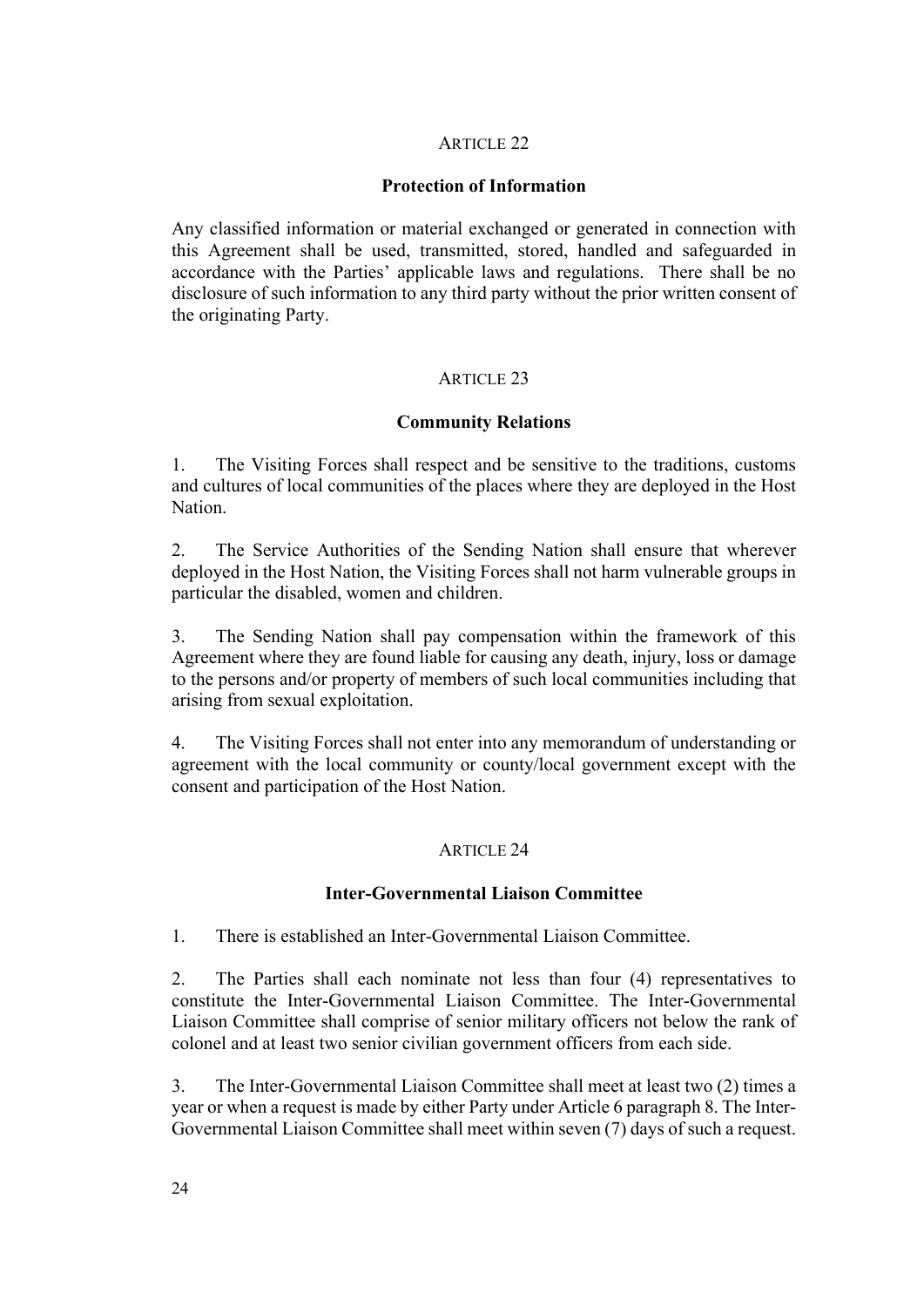## ARTICLE 22

### Protection of Information

Any classified information or material exchanged or generated in connection with this Agreement shall be used, transmitted, stored, handled and safeguarded in accordance with the Parties' applicable laws and regulations. There shall be no disclosure of such information to any third party without the prior written consent of the originating Party.

## ARTICLE 23

### Community Relations

1. The Visiting Forces shall respect and be sensitive to the traditions, customs and cultures of local communities of the places where they are deployed in the Host Nation.

2. The Service Authorities of the Sending Nation shall ensure that wherever deployed in the Host Nation, the Visiting Forces shall not harm vulnerable groups in particular the disabled, women and children.

3. The Sending Nation shall pay compensation within the framework of this Agreement where they are found liable for causing any death, injury, loss or damage to the persons and/or property of members of such local communities including that arising from sexual exploitation.

4. The Visiting Forces shall not enter into any memorandum of understanding or agreement with the local community or county/local government except with the consent and participation of the Host Nation.

## ARTICLE 24

### Inter-Governmental Liaison Committee

1. There is established an Inter-Governmental Liaison Committee.

2. The Parties shall each nominate not less than four (4) representatives to constitute the Inter-Governmental Liaison Committee. The Inter-Governmental Liaison Committee shall comprise of senior military officers not below the rank of colonel and at least two senior civilian government officers from each side.

3. The Inter-Governmental Liaison Committee shall meet at least two (2) times a year or when a request is made by either Party under Article 6 paragraph 8. The Inter-Governmental Liaison Committee shall meet within seven (7) days of such a request.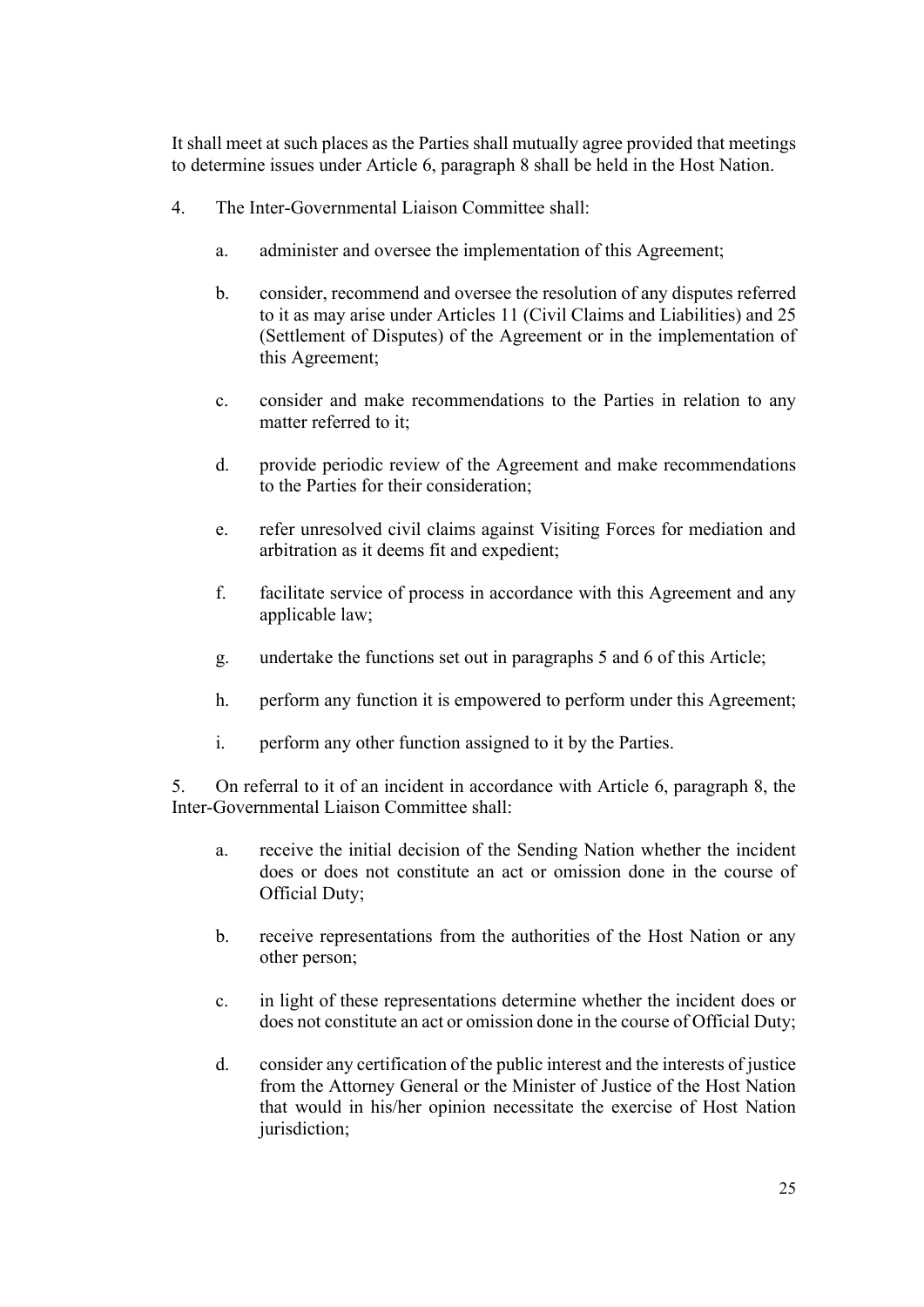It shall meet at such places as the Parties shall mutually agree provided that meetings to determine issues under Article 6, paragraph 8 shall be held in the Host Nation.

4. The Inter-Governmental Liaison Committee shall:

   a. administer and oversee the implementation of this Agreement;

   b. consider, recommend and oversee the resolution of any disputes referred to it as may arise under Articles 11 (Civil Claims and Liabilities) and 25 (Settlement of Disputes) of the Agreement or in the implementation of this Agreement;

   c. consider and make recommendations to the Parties in relation to any matter referred to it;

   d. provide periodic review of the Agreement and make recommendations to the Parties for their consideration;

   e. refer unresolved civil claims against Visiting Forces for mediation and arbitration as it deems fit and expedient;

   f. facilitate service of process in accordance with this Agreement and any applicable law;

   g. undertake the functions set out in paragraphs 5 and 6 of this Article;

   h. perform any function it is empowered to perform under this Agreement;

   i. perform any other function assigned to it by the Parties.

5. On referral to it of an incident in accordance with Article 6, paragraph 8, the Inter-Governmental Liaison Committee shall:

   a. receive the initial decision of the Sending Nation whether the incident does or does not constitute an act or omission done in the course of Official Duty;

   b. receive representations from the authorities of the Host Nation or any other person;

   c. in light of these representations determine whether the incident does or does not constitute an act or omission done in the course of Official Duty;

   d. consider any certification of the public interest and the interests of justice from the Attorney General or the Minister of Justice of the Host Nation that would in his/her opinion necessitate the exercise of Host Nation jurisdiction;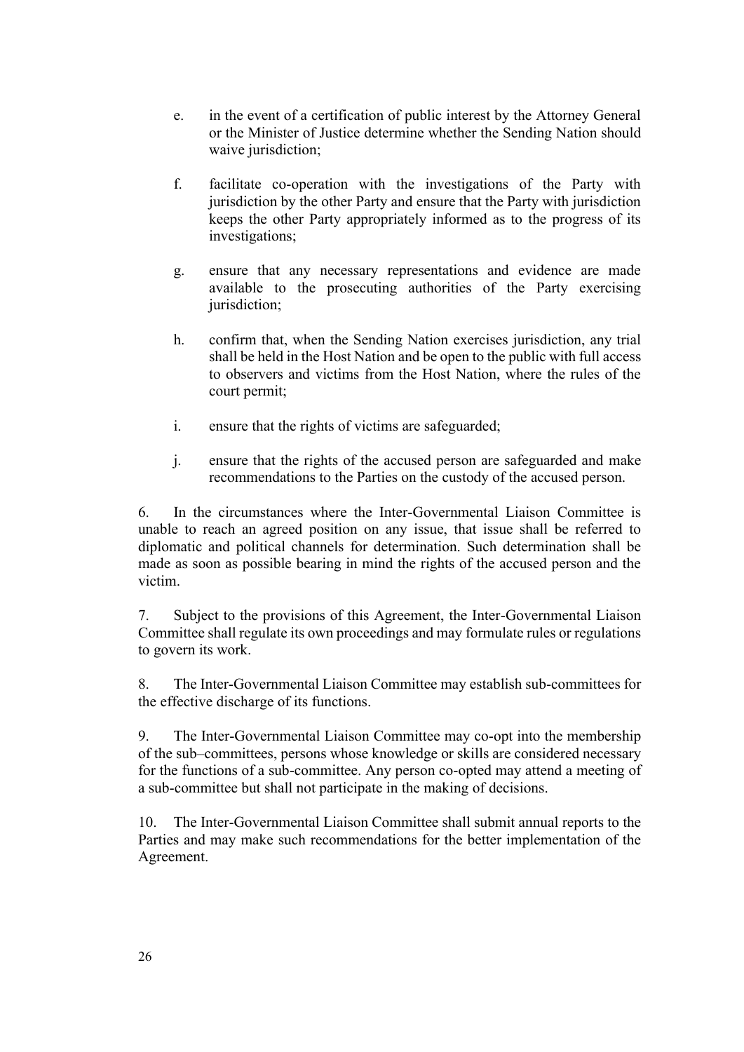e. in the event of a certification of public interest by the Attorney General or the Minister of Justice determine whether the Sending Nation should waive jurisdiction;

f. facilitate co-operation with the investigations of the Party with jurisdiction by the other Party and ensure that the Party with jurisdiction keeps the other Party appropriately informed as to the progress of its investigations;

g. ensure that any necessary representations and evidence are made available to the prosecuting authorities of the Party exercising jurisdiction;

h. confirm that, when the Sending Nation exercises jurisdiction, any trial shall be held in the Host Nation and be open to the public with full access to observers and victims from the Host Nation, where the rules of the court permit;

i. ensure that the rights of victims are safeguarded;

j. ensure that the rights of the accused person are safeguarded and make recommendations to the Parties on the custody of the accused person.

6. In the circumstances where the Inter-Governmental Liaison Committee is unable to reach an agreed position on any issue, that issue shall be referred to diplomatic and political channels for determination. Such determination shall be made as soon as possible bearing in mind the rights of the accused person and the victim.

7. Subject to the provisions of this Agreement, the Inter-Governmental Liaison Committee shall regulate its own proceedings and may formulate rules or regulations to govern its work.

8. The Inter-Governmental Liaison Committee may establish sub-committees for the effective discharge of its functions.

9. The Inter-Governmental Liaison Committee may co-opt into the membership of the sub–committees, persons whose knowledge or skills are considered necessary for the functions of a sub-committee. Any person co-opted may attend a meeting of a sub-committee but shall not participate in the making of decisions.

10. The Inter-Governmental Liaison Committee shall submit annual reports to the Parties and may make such recommendations for the better implementation of the Agreement.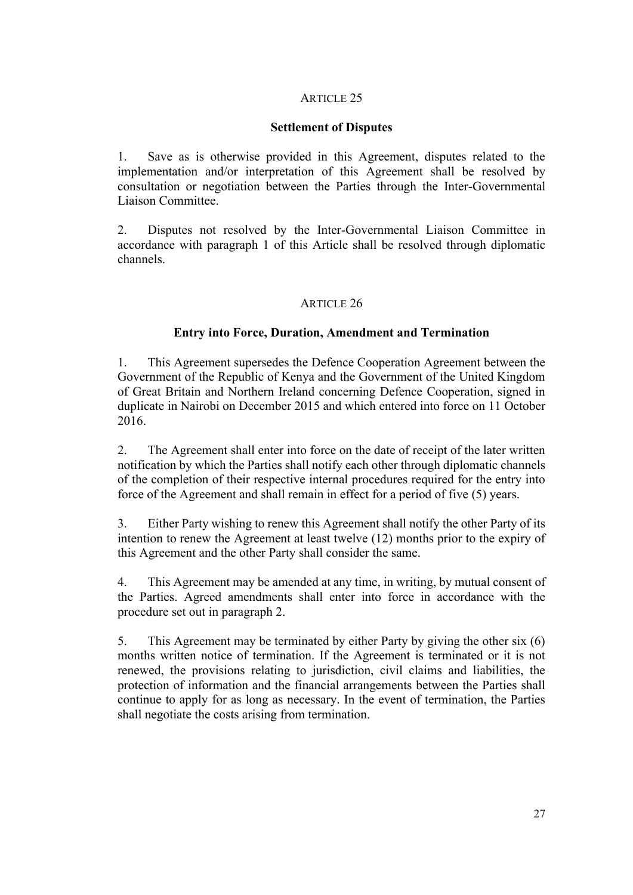ARTICLE 25

**Settlement of Disputes**

1. Save as is otherwise provided in this Agreement, disputes related to the implementation and/or interpretation of this Agreement shall be resolved by consultation or negotiation between the Parties through the Inter-Governmental Liaison Committee.

2. Disputes not resolved by the Inter-Governmental Liaison Committee in accordance with paragraph 1 of this Article shall be resolved through diplomatic channels.

ARTICLE 26

**Entry into Force, Duration, Amendment and Termination**

1. This Agreement supersedes the Defence Cooperation Agreement between the Government of the Republic of Kenya and the Government of the United Kingdom of Great Britain and Northern Ireland concerning Defence Cooperation, signed in duplicate in Nairobi on December 2015 and which entered into force on 11 October 2016.

2. The Agreement shall enter into force on the date of receipt of the later written notification by which the Parties shall notify each other through diplomatic channels of the completion of their respective internal procedures required for the entry into force of the Agreement and shall remain in effect for a period of five (5) years.

3. Either Party wishing to renew this Agreement shall notify the other Party of its intention to renew the Agreement at least twelve (12) months prior to the expiry of this Agreement and the other Party shall consider the same.

4. This Agreement may be amended at any time, in writing, by mutual consent of the Parties. Agreed amendments shall enter into force in accordance with the procedure set out in paragraph 2.

5. This Agreement may be terminated by either Party by giving the other six (6) months written notice of termination. If the Agreement is terminated or it is not renewed, the provisions relating to jurisdiction, civil claims and liabilities, the protection of information and the financial arrangements between the Parties shall continue to apply for as long as necessary. In the event of termination, the Parties shall negotiate the costs arising from termination.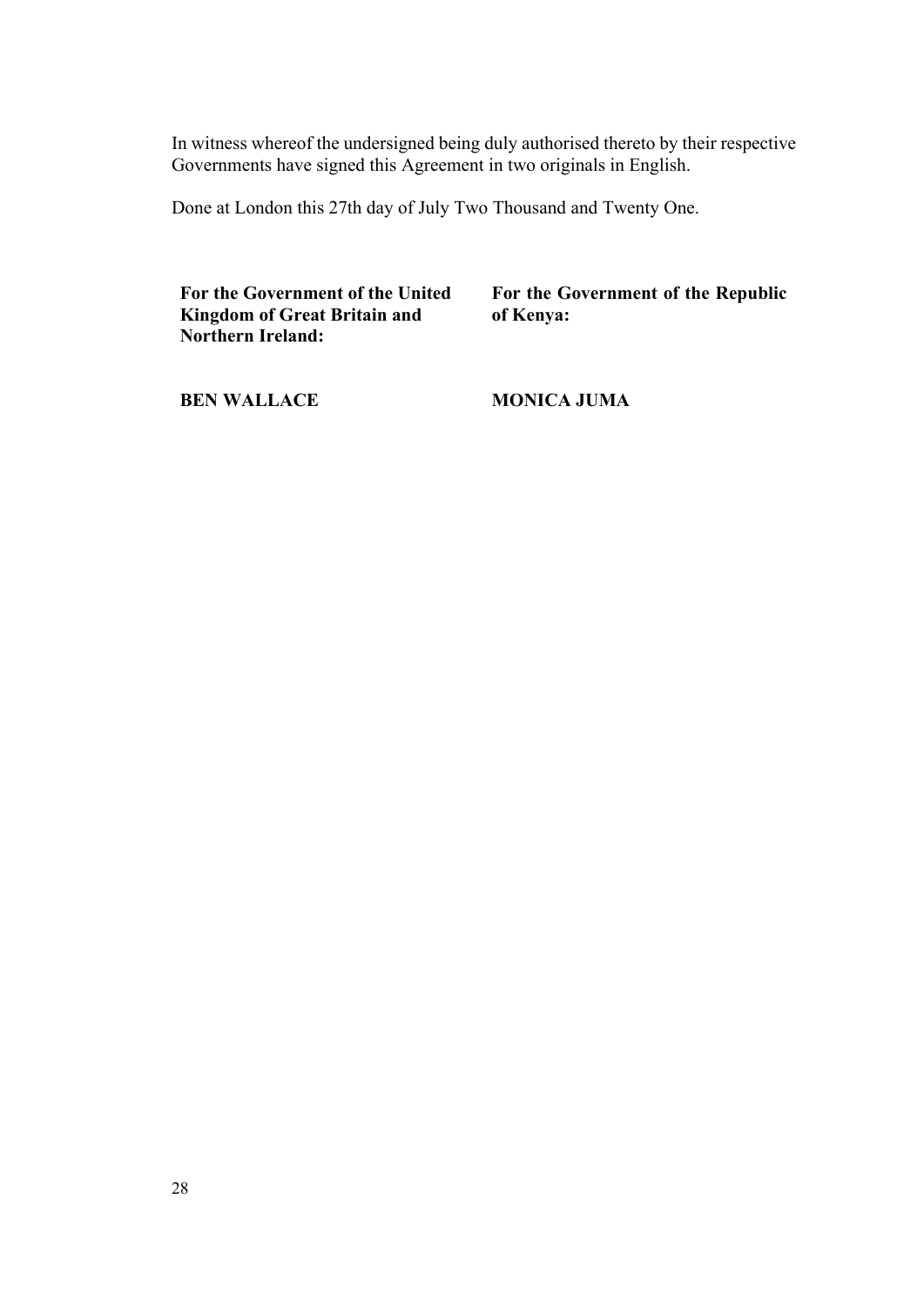In witness whereof the undersigned being duly authorised thereto by their respective Governments have signed this Agreement in two originals in English.

Done at London this 27th day of July Two Thousand and Twenty One.

| **For the Government of the United Kingdom of Great Britain and Northern Ireland:** | **For the Government of the Republic of Kenya:** |
| --- | --- |
| **BEN WALLACE** | **MONICA JUMA** |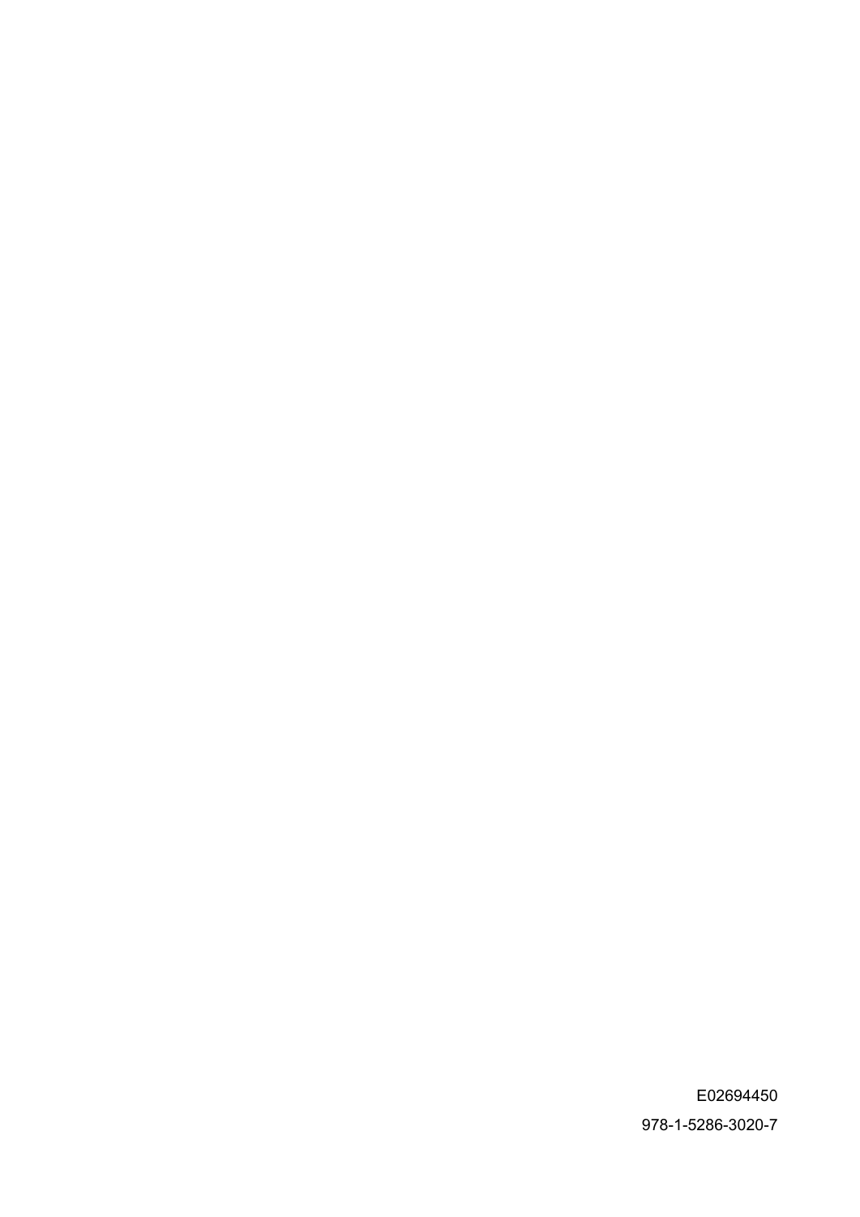E02694450

978-1-5286-3020-7